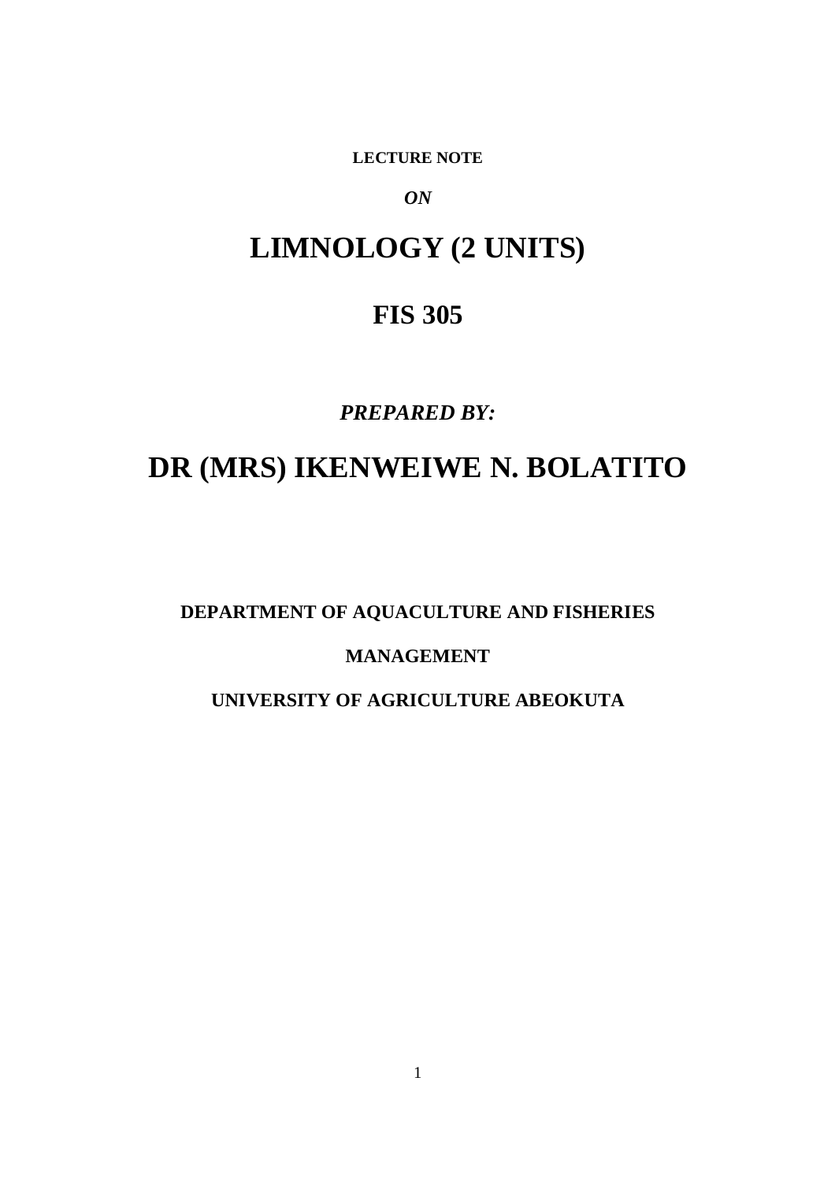**LECTURE NOTE**

***ON***

# LIMNOLOGY (2 UNITS)

## FIS 305

***PREPARED BY:***

# DR (MRS) IKENWEIWE N. BOLATITO

**DEPARTMENT OF AQUACULTURE AND FISHERIES MANAGEMENT**

**UNIVERSITY OF AGRICULTURE ABEOKUTA**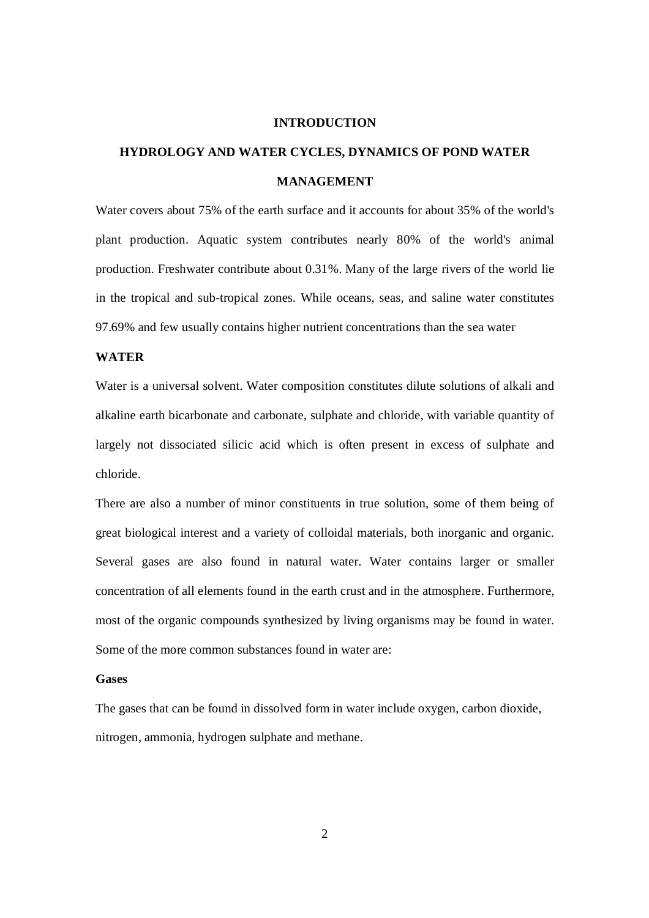# INTRODUCTION

## HYDROLOGY AND WATER CYCLES, DYNAMICS OF POND WATER MANAGEMENT

Water covers about 75% of the earth surface and it accounts for about 35% of the world's plant production. Aquatic system contributes nearly 80% of the world's animal production. Freshwater contribute about 0.31%. Many of the large rivers of the world lie in the tropical and sub-tropical zones. While oceans, seas, and saline water constitutes 97.69% and few usually contains higher nutrient concentrations than the sea water

### WATER

Water is a universal solvent. Water composition constitutes dilute solutions of alkali and alkaline earth bicarbonate and carbonate, sulphate and chloride, with variable quantity of largely not dissociated silicic acid which is often present in excess of sulphate and chloride.

There are also a number of minor constituents in true solution, some of them being of great biological interest and a variety of colloidal materials, both inorganic and organic. Several gases are also found in natural water. Water contains larger or smaller concentration of all elements found in the earth crust and in the atmosphere. Furthermore, most of the organic compounds synthesized by living organisms may be found in water. Some of the more common substances found in water are:

#### Gases

The gases that can be found in dissolved form in water include oxygen, carbon dioxide, nitrogen, ammonia, hydrogen sulphate and methane.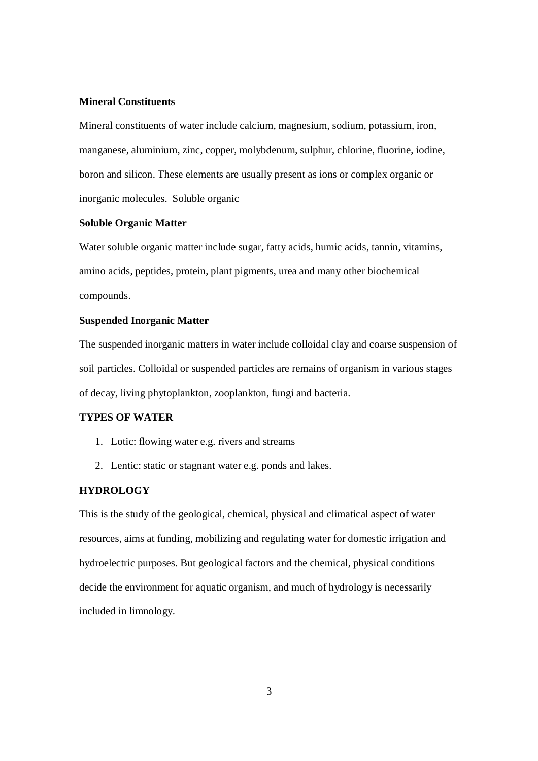**Mineral Constituents**

Mineral constituents of water include calcium, magnesium, sodium, potassium, iron, manganese, aluminium, zinc, copper, molybdenum, sulphur, chlorine, fluorine, iodine, boron and silicon. These elements are usually present as ions or complex organic or inorganic molecules. Soluble organic

**Soluble Organic Matter**

Water soluble organic matter include sugar, fatty acids, humic acids, tannin, vitamins, amino acids, peptides, protein, plant pigments, urea and many other biochemical compounds.

**Suspended Inorganic Matter**

The suspended inorganic matters in water include colloidal clay and coarse suspension of soil particles. Colloidal or suspended particles are remains of organism in various stages of decay, living phytoplankton, zooplankton, fungi and bacteria.

**TYPES OF WATER**

1. Lotic: flowing water e.g. rivers and streams
2. Lentic: static or stagnant water e.g. ponds and lakes.

**HYDROLOGY**

This is the study of the geological, chemical, physical and climatical aspect of water resources, aims at funding, mobilizing and regulating water for domestic irrigation and hydroelectric purposes. But geological factors and the chemical, physical conditions decide the environment for aquatic organism, and much of hydrology is necessarily included in limnology.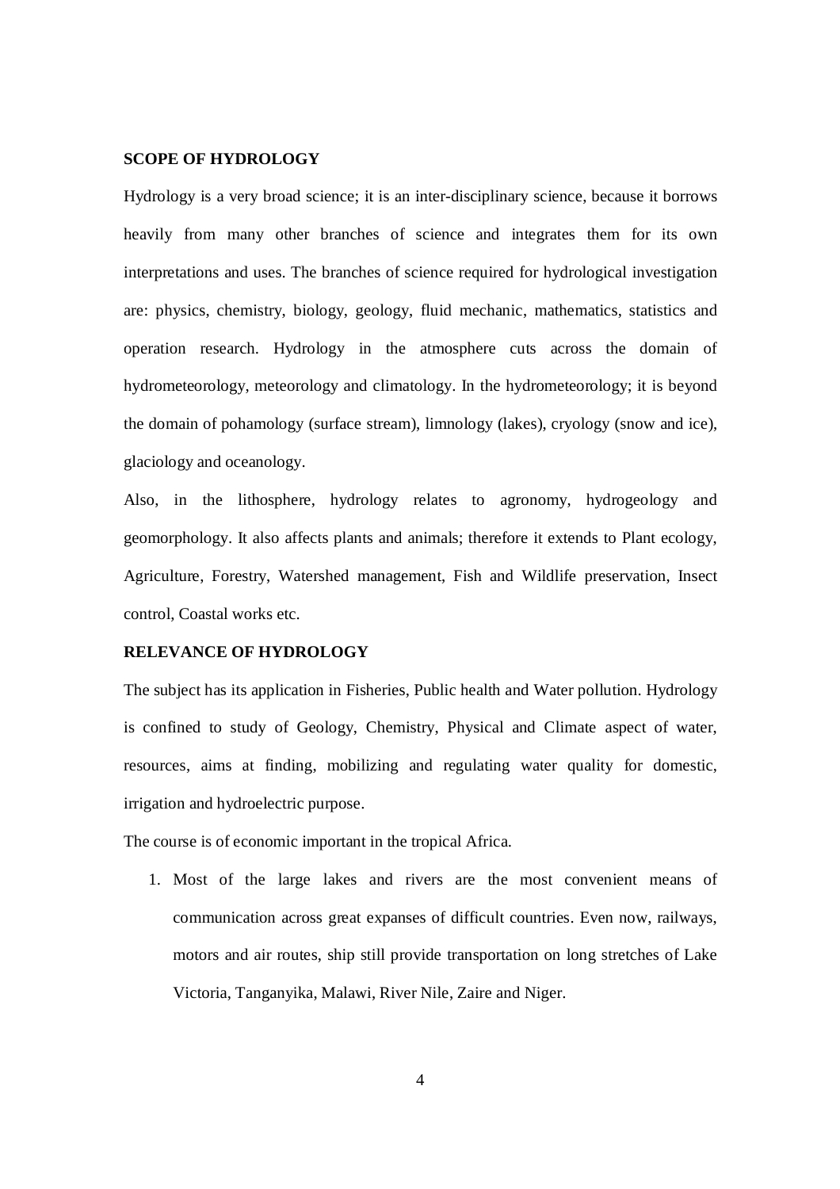**SCOPE OF HYDROLOGY**

Hydrology is a very broad science; it is an inter-disciplinary science, because it borrows heavily from many other branches of science and integrates them for its own interpretations and uses. The branches of science required for hydrological investigation are: physics, chemistry, biology, geology, fluid mechanic, mathematics, statistics and operation research. Hydrology in the atmosphere cuts across the domain of hydrometeorology, meteorology and climatology. In the hydrometeorology; it is beyond the domain of pohamology (surface stream), limnology (lakes), cryology (snow and ice), glaciology and oceanology.

Also, in the lithosphere, hydrology relates to agronomy, hydrogeology and geomorphology. It also affects plants and animals; therefore it extends to Plant ecology, Agriculture, Forestry, Watershed management, Fish and Wildlife preservation, Insect control, Coastal works etc.

**RELEVANCE OF HYDROLOGY**

The subject has its application in Fisheries, Public health and Water pollution. Hydrology is confined to study of Geology, Chemistry, Physical and Climate aspect of water, resources, aims at finding, mobilizing and regulating water quality for domestic, irrigation and hydroelectric purpose.

The course is of economic important in the tropical Africa.

1. Most of the large lakes and rivers are the most convenient means of communication across great expanses of difficult countries. Even now, railways, motors and air routes, ship still provide transportation on long stretches of Lake Victoria, Tanganyika, Malawi, River Nile, Zaire and Niger.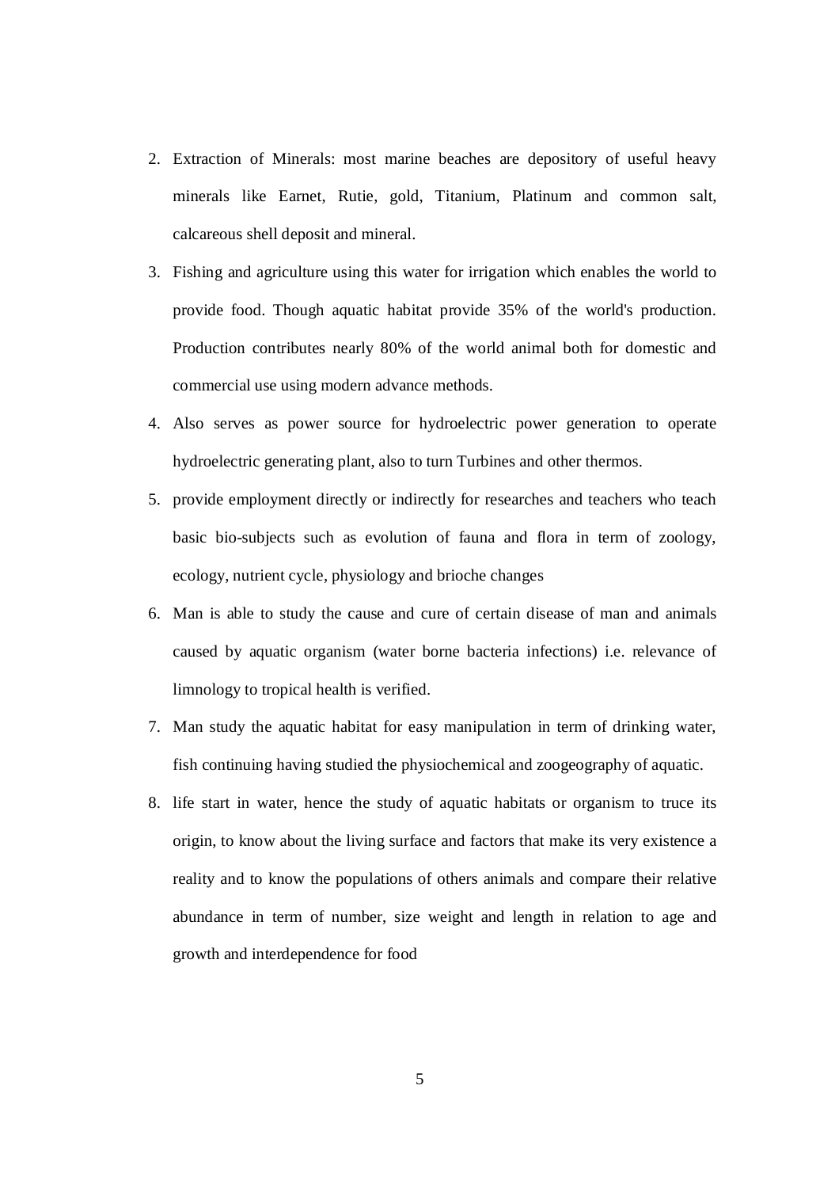2. Extraction of Minerals: most marine beaches are depository of useful heavy minerals like Earnet, Rutie, gold, Titanium, Platinum and common salt, calcareous shell deposit and mineral.
3. Fishing and agriculture using this water for irrigation which enables the world to provide food. Though aquatic habitat provide 35% of the world's production. Production contributes nearly 80% of the world animal both for domestic and commercial use using modern advance methods.
4. Also serves as power source for hydroelectric power generation to operate hydroelectric generating plant, also to turn Turbines and other thermos.
5. provide employment directly or indirectly for researches and teachers who teach basic bio-subjects such as evolution of fauna and flora in term of zoology, ecology, nutrient cycle, physiology and brioche changes
6. Man is able to study the cause and cure of certain disease of man and animals caused by aquatic organism (water borne bacteria infections) i.e. relevance of limnology to tropical health is verified.
7. Man study the aquatic habitat for easy manipulation in term of drinking water, fish continuing having studied the physiochemical and zoogeography of aquatic.
8. life start in water, hence the study of aquatic habitats or organism to truce its origin, to know about the living surface and factors that make its very existence a reality and to know the populations of others animals and compare their relative abundance in term of number, size weight and length in relation to age and growth and interdependence for food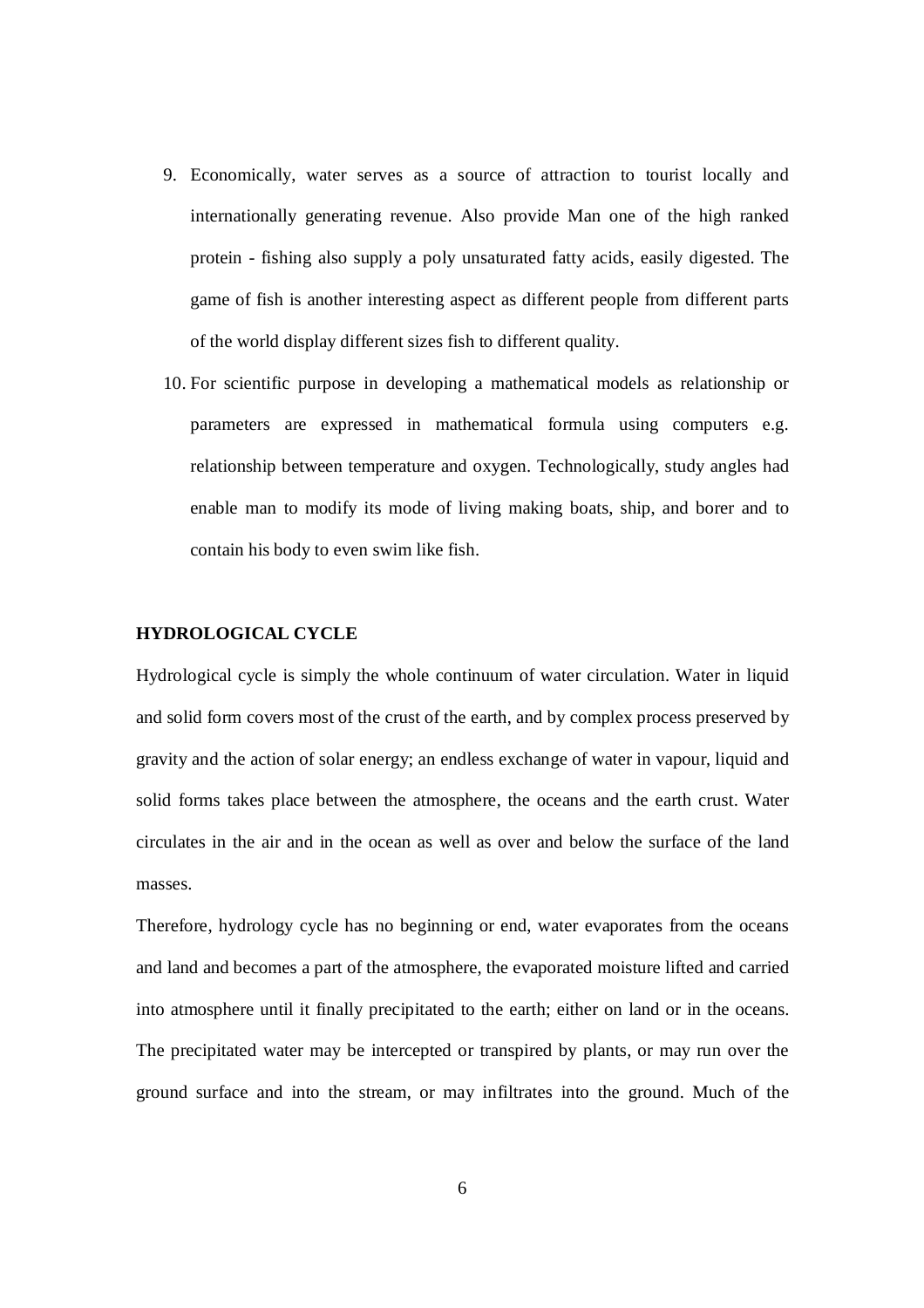9. Economically, water serves as a source of attraction to tourist locally and internationally generating revenue. Also provide Man one of the high ranked protein - fishing also supply a poly unsaturated fatty acids, easily digested. The game of fish is another interesting aspect as different people from different parts of the world display different sizes fish to different quality.
10. For scientific purpose in developing a mathematical models as relationship or parameters are expressed in mathematical formula using computers e.g. relationship between temperature and oxygen. Technologically, study angles had enable man to modify its mode of living making boats, ship, and borer and to contain his body to even swim like fish.

**HYDROLOGICAL CYCLE**

Hydrological cycle is simply the whole continuum of water circulation. Water in liquid and solid form covers most of the crust of the earth, and by complex process preserved by gravity and the action of solar energy; an endless exchange of water in vapour, liquid and solid forms takes place between the atmosphere, the oceans and the earth crust. Water circulates in the air and in the ocean as well as over and below the surface of the land masses.

Therefore, hydrology cycle has no beginning or end, water evaporates from the oceans and land and becomes a part of the atmosphere, the evaporated moisture lifted and carried into atmosphere until it finally precipitated to the earth; either on land or in the oceans. The precipitated water may be intercepted or transpired by plants, or may run over the ground surface and into the stream, or may infiltrates into the ground. Much of the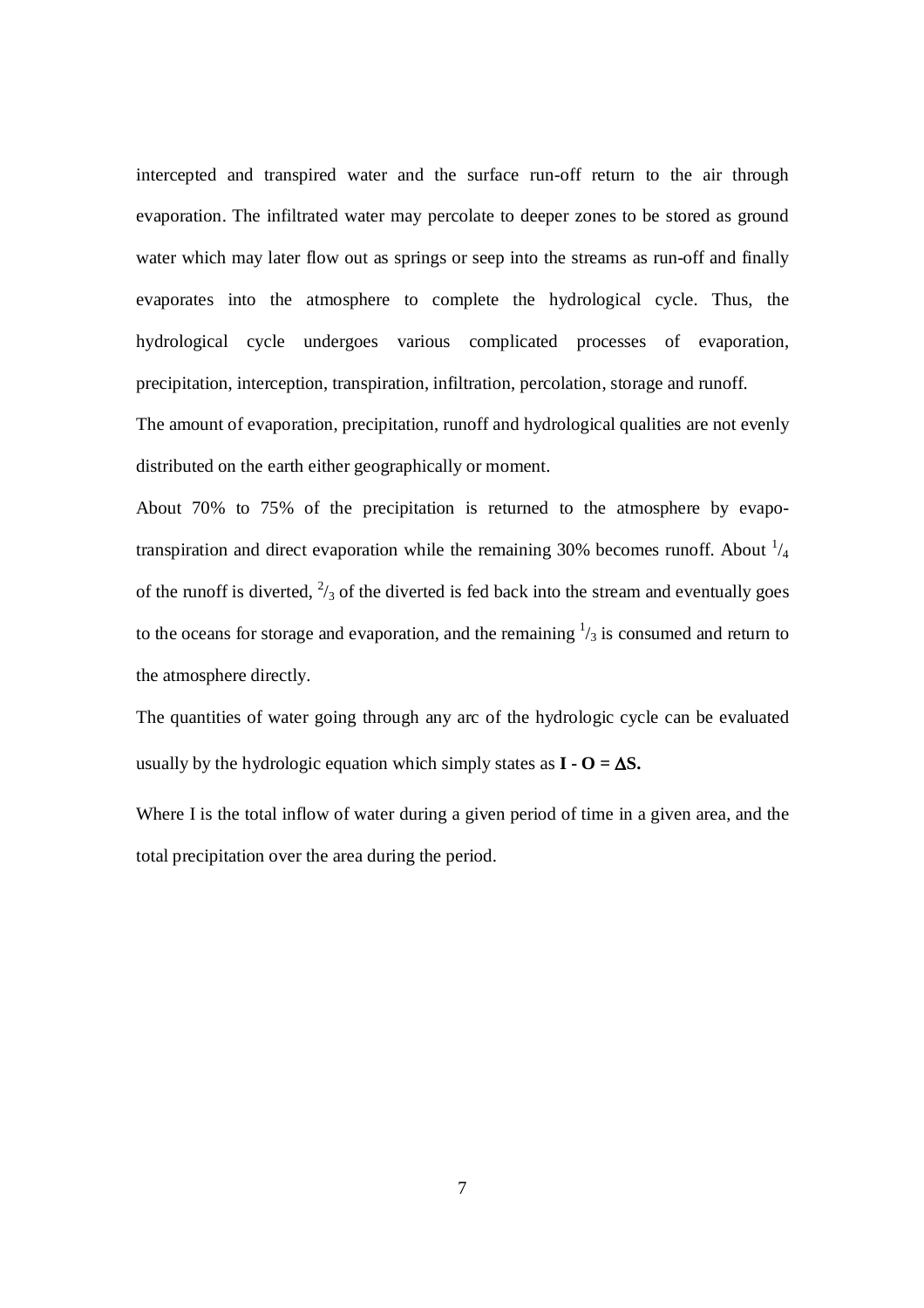intercepted and transpired water and the surface run-off return to the air through evaporation. The infiltrated water may percolate to deeper zones to be stored as ground water which may later flow out as springs or seep into the streams as run-off and finally evaporates into the atmosphere to complete the hydrological cycle. Thus, the hydrological cycle undergoes various complicated processes of evaporation, precipitation, interception, transpiration, infiltration, percolation, storage and runoff.

The amount of evaporation, precipitation, runoff and hydrological qualities are not evenly distributed on the earth either geographically or moment.

About 70% to 75% of the precipitation is returned to the atmosphere by evapo-transpiration and direct evaporation while the remaining 30% becomes runoff. About $^1/_4$ of the runoff is diverted, $^2/_3$ of the diverted is fed back into the stream and eventually goes to the oceans for storage and evaporation, and the remaining $^1/_3$ is consumed and return to the atmosphere directly.

The quantities of water going through any arc of the hydrologic cycle can be evaluated usually by the hydrologic equation which simply states as $\mathbf{I - O = \Delta S}$.

Where I is the total inflow of water during a given period of time in a given area, and the total precipitation over the area during the period.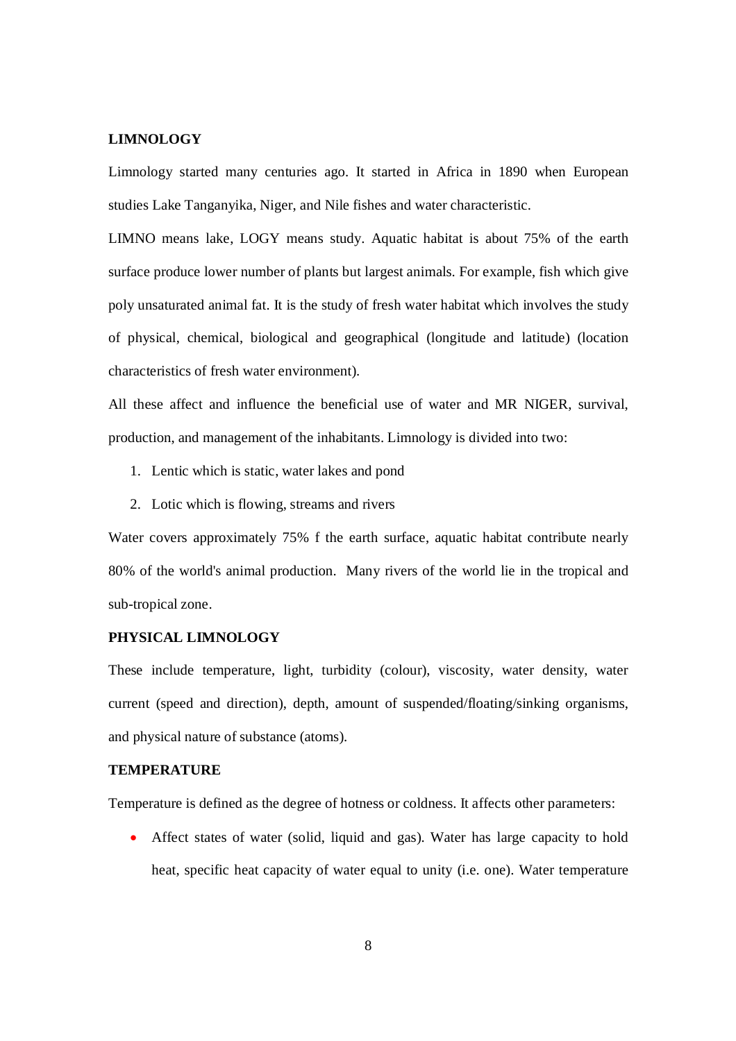**LIMNOLOGY**

Limnology started many centuries ago. It started in Africa in 1890 when European studies Lake Tanganyika, Niger, and Nile fishes and water characteristic.

LIMNO means lake, LOGY means study. Aquatic habitat is about 75% of the earth surface produce lower number of plants but largest animals. For example, fish which give poly unsaturated animal fat. It is the study of fresh water habitat which involves the study of physical, chemical, biological and geographical (longitude and latitude) (location characteristics of fresh water environment).

All these affect and influence the beneficial use of water and MR NIGER, survival, production, and management of the inhabitants. Limnology is divided into two:

1. Lentic which is static, water lakes and pond
2. Lotic which is flowing, streams and rivers

Water covers approximately 75% f the earth surface, aquatic habitat contribute nearly 80% of the world's animal production. Many rivers of the world lie in the tropical and sub-tropical zone.

**PHYSICAL LIMNOLOGY**

These include temperature, light, turbidity (colour), viscosity, water density, water current (speed and direction), depth, amount of suspended/floating/sinking organisms, and physical nature of substance (atoms).

**TEMPERATURE**

Temperature is defined as the degree of hotness or coldness. It affects other parameters:

- Affect states of water (solid, liquid and gas). Water has large capacity to hold heat, specific heat capacity of water equal to unity (i.e. one). Water temperature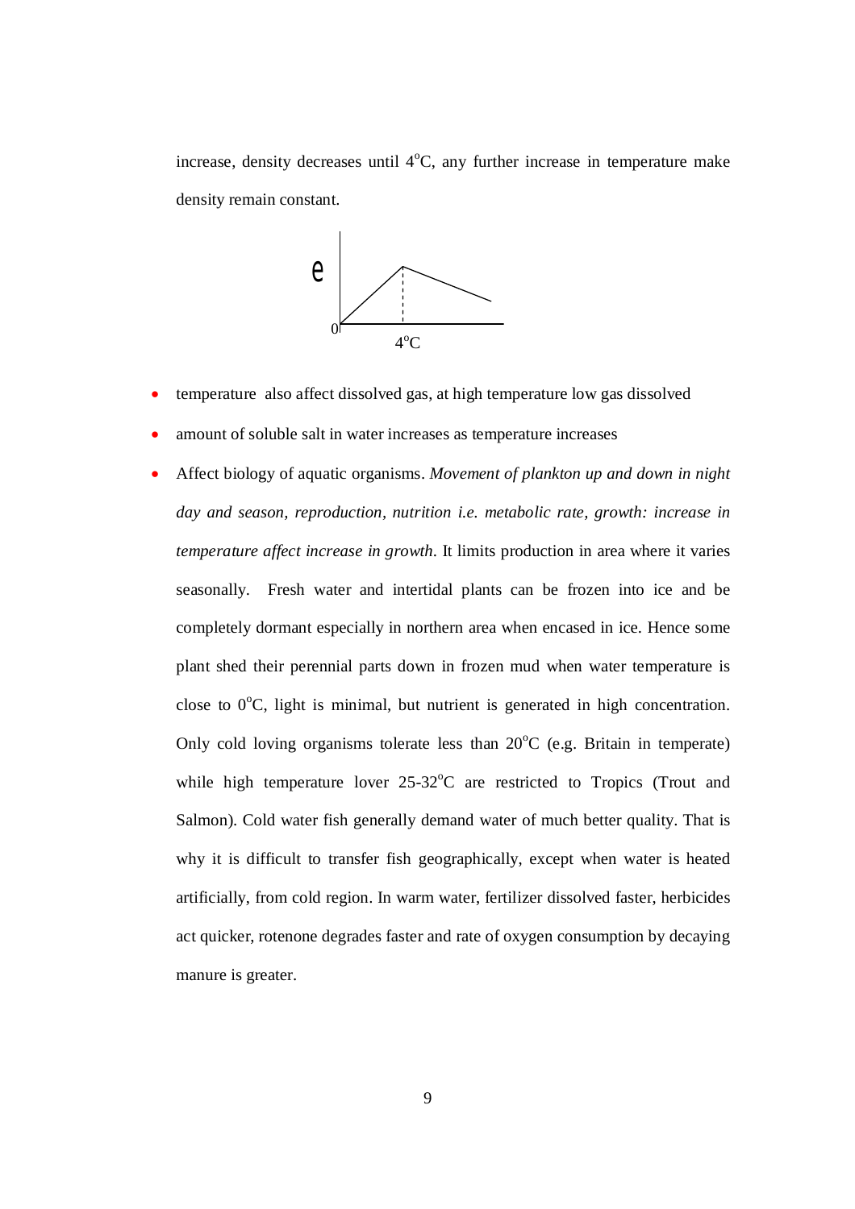increase, density decreases until 4°C, any further increase in temperature make density remain constant.

- temperature also affect dissolved gas, at high temperature low gas dissolved
- amount of soluble salt in water increases as temperature increases
- Affect biology of aquatic organisms. *Movement of plankton up and down in night day and season, reproduction, nutrition i.e. metabolic rate, growth: increase in temperature affect increase in growth*. It limits production in area where it varies seasonally. Fresh water and intertidal plants can be frozen into ice and be completely dormant especially in northern area when encased in ice. Hence some plant shed their perennial parts down in frozen mud when water temperature is close to 0°C, light is minimal, but nutrient is generated in high concentration. Only cold loving organisms tolerate less than 20°C (e.g. Britain in temperate) while high temperature lover 25-32°C are restricted to Tropics (Trout and Salmon). Cold water fish generally demand water of much better quality. That is why it is difficult to transfer fish geographically, except when water is heated artificially, from cold region. In warm water, fertilizer dissolved faster, herbicides act quicker, rotenone degrades faster and rate of oxygen consumption by decaying manure is greater.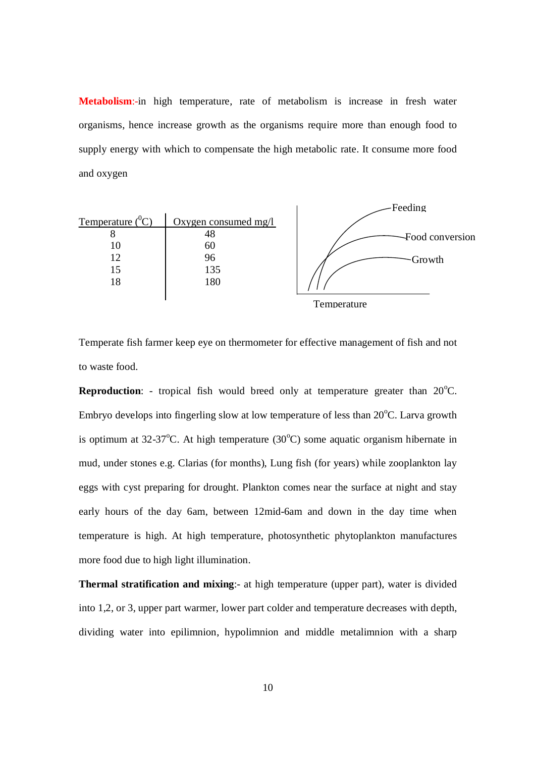**Metabolism**:-in high temperature, rate of metabolism is increase in fresh water organisms, hence increase growth as the organisms require more than enough food to supply energy with which to compensate the high metabolic rate. It consume more food and oxygen

| Temperature ($^0$C) | Oxygen consumed mg/l |
|---|---|
| 8 | 48 |
| 10 | 60 |
| 12 | 96 |
| 15 | 135 |
| 18 | 180 |

Feeding

Food conversion

Growth

Temperature

Temperate fish farmer keep eye on thermometer for effective management of fish and not to waste food.

**Reproduction**: - tropical fish would breed only at temperature greater than 20$^o$C. Embryo develops into fingerling slow at low temperature of less than 20$^o$C. Larva growth is optimum at 32-37$^o$C. At high temperature (30$^o$C) some aquatic organism hibernate in mud, under stones e.g. Clarias (for months), Lung fish (for years) while zooplankton lay eggs with cyst preparing for drought. Plankton comes near the surface at night and stay early hours of the day 6am, between 12mid-6am and down in the day time when temperature is high. At high temperature, photosynthetic phytoplankton manufactures more food due to high light illumination.

**Thermal stratification and mixing**:- at high temperature (upper part), water is divided into 1,2, or 3, upper part warmer, lower part colder and temperature decreases with depth, dividing water into epilimnion, hypolimnion and middle metalimnion with a sharp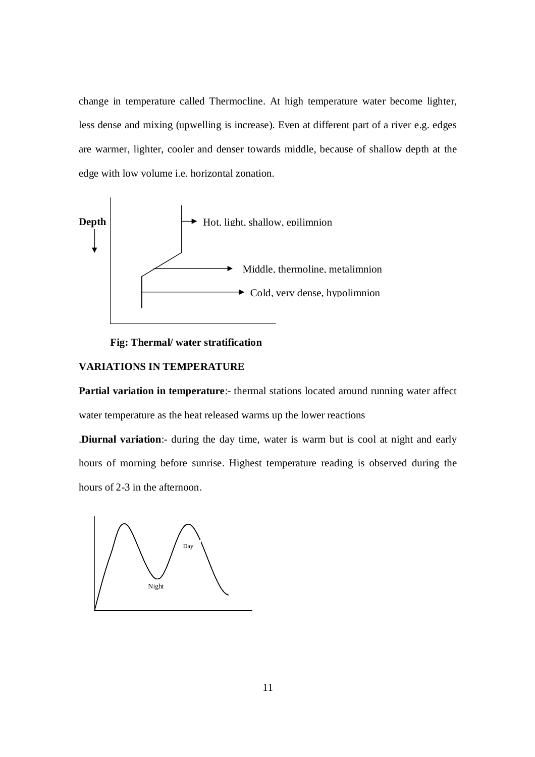change in temperature called Thermocline. At high temperature water become lighter, less dense and mixing (upwelling is increase). Even at different part of a river e.g. edges are warmer, lighter, cooler and denser towards middle, because of shallow depth at the edge with low volume i.e. horizontal zonation.

Depth

Hot, light, shallow, epilimnion

Middle, thermoline, metalimnion

Cold, very dense, hypolimnion

**Fig: Thermal/ water stratification**

**VARIATIONS IN TEMPERATURE**

**Partial variation in temperature**:- thermal stations located around running water affect water temperature as the heat released warms up the lower reactions

.**Diurnal variation**:- during the day time, water is warm but is cool at night and early hours of morning before sunrise. Highest temperature reading is observed during the hours of 2-3 in the afternoon.

Day

Night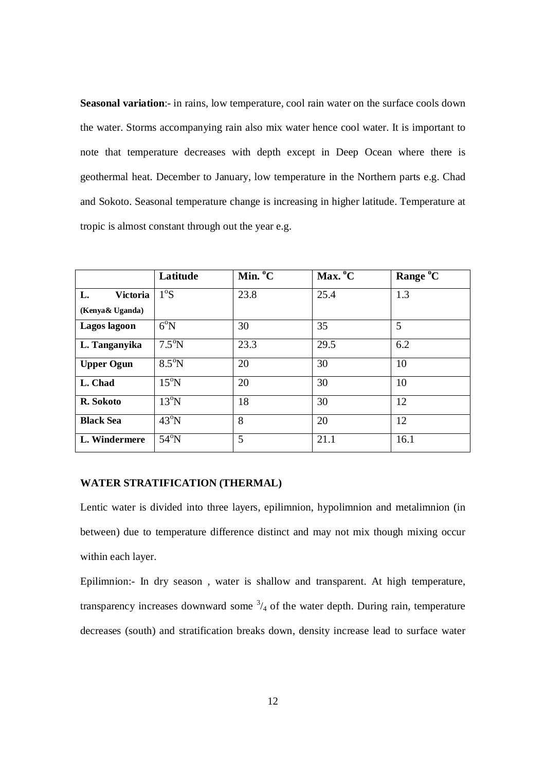**Seasonal variation**:- in rains, low temperature, cool rain water on the surface cools down the water. Storms accompanying rain also mix water hence cool water. It is important to note that temperature decreases with depth except in Deep Ocean where there is geothermal heat. December to January, low temperature in the Northern parts e.g. Chad and Sokoto. Seasonal temperature change is increasing in higher latitude. Temperature at tropic is almost constant through out the year e.g.

| | Latitude | Min. °C | Max. °C | Range °C |
|---|---|---|---|---|
| **L. Victoria (Kenya& Uganda)** | 1°S | 23.8 | 25.4 | 1.3 |
| **Lagos lagoon** | 6°N | 30 | 35 | 5 |
| **L. Tanganyika** | 7.5°N | 23.3 | 29.5 | 6.2 |
| **Upper Ogun** | 8.5°N | 20 | 30 | 10 |
| **L. Chad** | 15°N | 20 | 30 | 10 |
| **R. Sokoto** | 13°N | 18 | 30 | 12 |
| **Black Sea** | 43°N | 8 | 20 | 12 |
| **L. Windermere** | 54°N | 5 | 21.1 | 16.1 |

**WATER STRATIFICATION (THERMAL)**

Lentic water is divided into three layers, epilimnion, hypolimnion and metalimnion (in between) due to temperature difference distinct and may not mix though mixing occur within each layer.

Epilimnion:- In dry season , water is shallow and transparent. At high temperature, transparency increases downward some $^3/_4$ of the water depth. During rain, temperature decreases (south) and stratification breaks down, density increase lead to surface water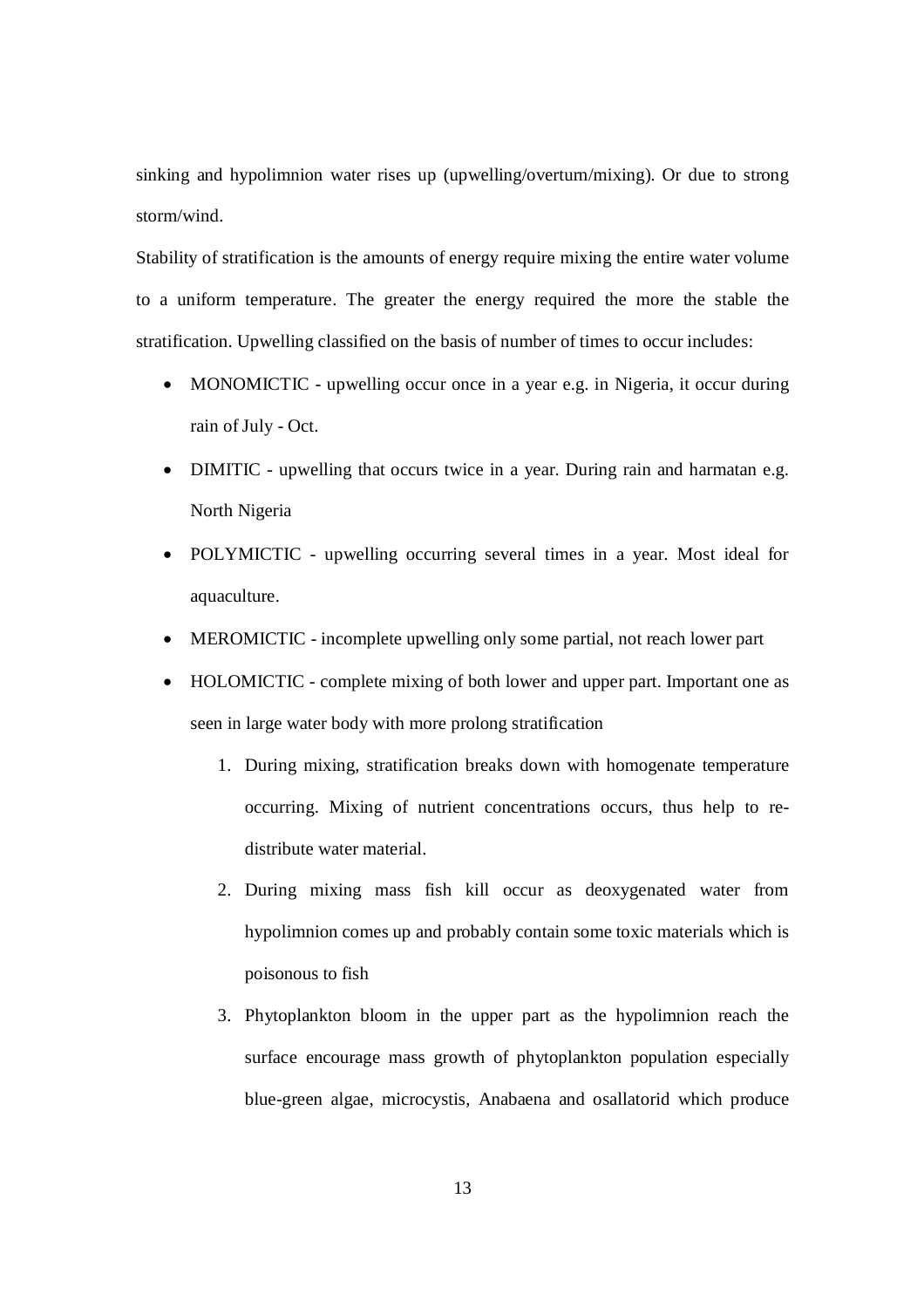sinking and hypolimnion water rises up (upwelling/overturn/mixing). Or due to strong storm/wind.

Stability of stratification is the amounts of energy require mixing the entire water volume to a uniform temperature. The greater the energy required the more the stable the stratification. Upwelling classified on the basis of number of times to occur includes:

- MONOMICTIC - upwelling occur once in a year e.g. in Nigeria, it occur during rain of July - Oct.
- DIMITIC - upwelling that occurs twice in a year. During rain and harmatan e.g. North Nigeria
- POLYMICTIC - upwelling occurring several times in a year. Most ideal for aquaculture.
- MEROMICTIC - incomplete upwelling only some partial, not reach lower part
- HOLOMICTIC - complete mixing of both lower and upper part. Important one as seen in large water body with more prolong stratification
    1. During mixing, stratification breaks down with homogenate temperature occurring. Mixing of nutrient concentrations occurs, thus help to re-distribute water material.
    2. During mixing mass fish kill occur as deoxygenated water from hypolimnion comes up and probably contain some toxic materials which is poisonous to fish
    3. Phytoplankton bloom in the upper part as the hypolimnion reach the surface encourage mass growth of phytoplankton population especially blue-green algae, microcystis, Anabaena and osallatorid which produce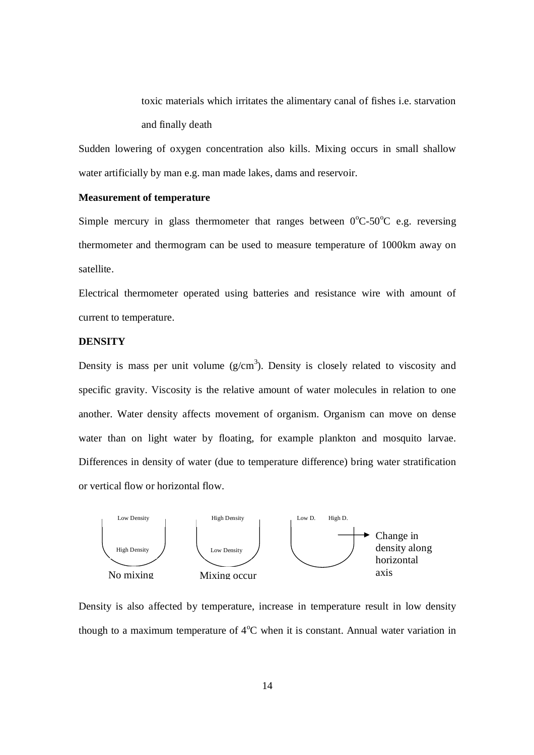toxic materials which irritates the alimentary canal of fishes i.e. starvation and finally death

Sudden lowering of oxygen concentration also kills. Mixing occurs in small shallow water artificially by man e.g. man made lakes, dams and reservoir.

**Measurement of temperature**

Simple mercury in glass thermometer that ranges between $0^{o}C$-$50^{o}C$ e.g. reversing thermometer and thermogram can be used to measure temperature of 1000km away on satellite.

Electrical thermometer operated using batteries and resistance wire with amount of current to temperature.

**DENSITY**

Density is mass per unit volume ($g/cm^3$). Density is closely related to viscosity and specific gravity. Viscosity is the relative amount of water molecules in relation to one another. Water density affects movement of organism. Organism can move on dense water than on light water by floating, for example plankton and mosquito larvae. Differences in density of water (due to temperature difference) bring water stratification or vertical flow or horizontal flow.

Low Density / High Density — No mixing

High Density / Low Density — Mixing occur

Low D. High D. → Change in density along horizontal axis

Density is also affected by temperature, increase in temperature result in low density though to a maximum temperature of $4^{o}C$ when it is constant. Annual water variation in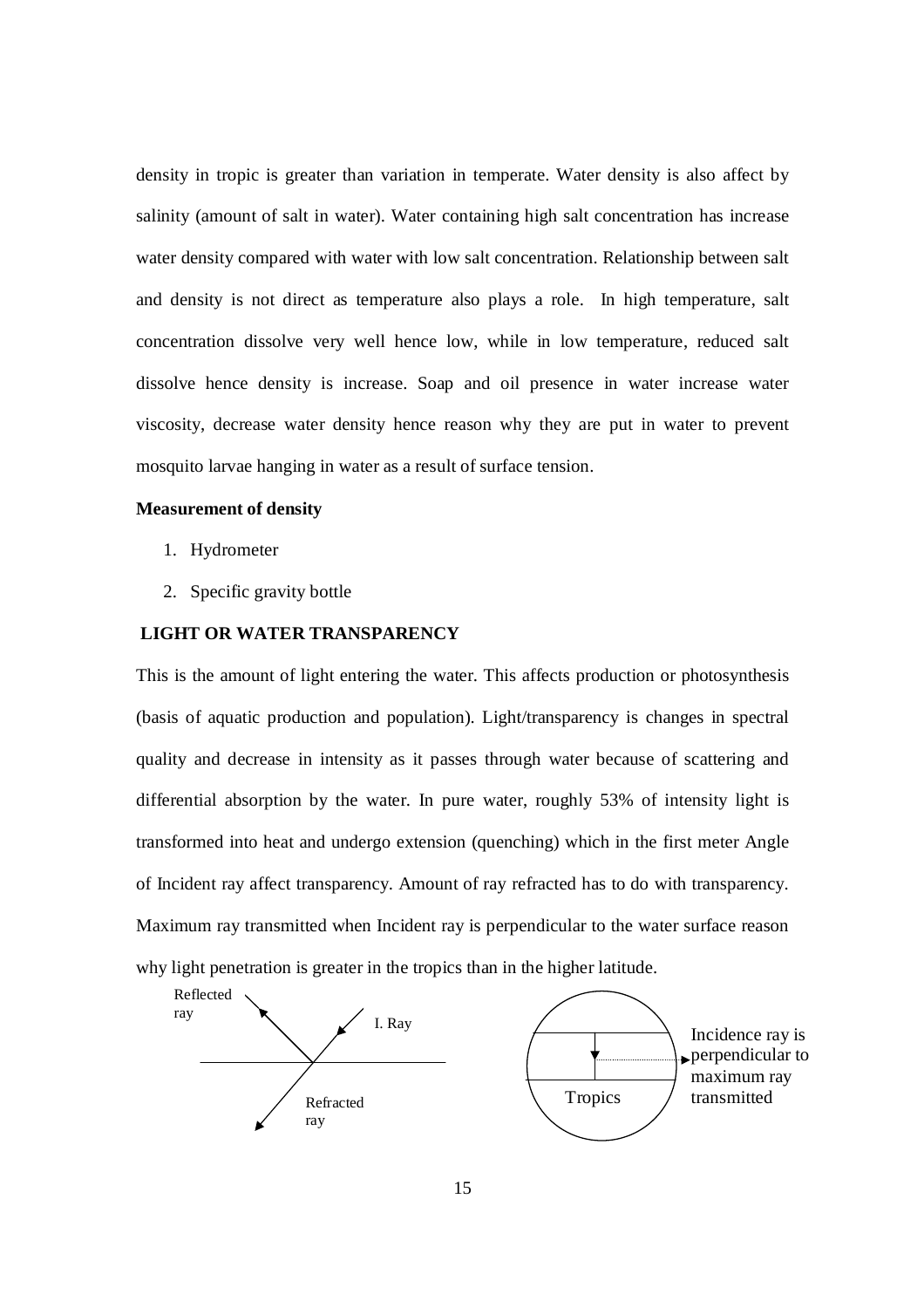density in tropic is greater than variation in temperate. Water density is also affect by salinity (amount of salt in water). Water containing high salt concentration has increase water density compared with water with low salt concentration. Relationship between salt and density is not direct as temperature also plays a role. In high temperature, salt concentration dissolve very well hence low, while in low temperature, reduced salt dissolve hence density is increase. Soap and oil presence in water increase water viscosity, decrease water density hence reason why they are put in water to prevent mosquito larvae hanging in water as a result of surface tension.

**Measurement of density**

1. Hydrometer
2. Specific gravity bottle

**LIGHT OR WATER TRANSPARENCY**

This is the amount of light entering the water. This affects production or photosynthesis (basis of aquatic production and population). Light/transparency is changes in spectral quality and decrease in intensity as it passes through water because of scattering and differential absorption by the water. In pure water, roughly 53% of intensity light is transformed into heat and undergo extension (quenching) which in the first meter Angle of Incident ray affect transparency. Amount of ray refracted has to do with transparency. Maximum ray transmitted when Incident ray is perpendicular to the water surface reason why light penetration is greater in the tropics than in the higher latitude.

Reflected ray — I. Ray — Refracted ray

Tropics — Incidence ray is perpendicular to maximum ray transmitted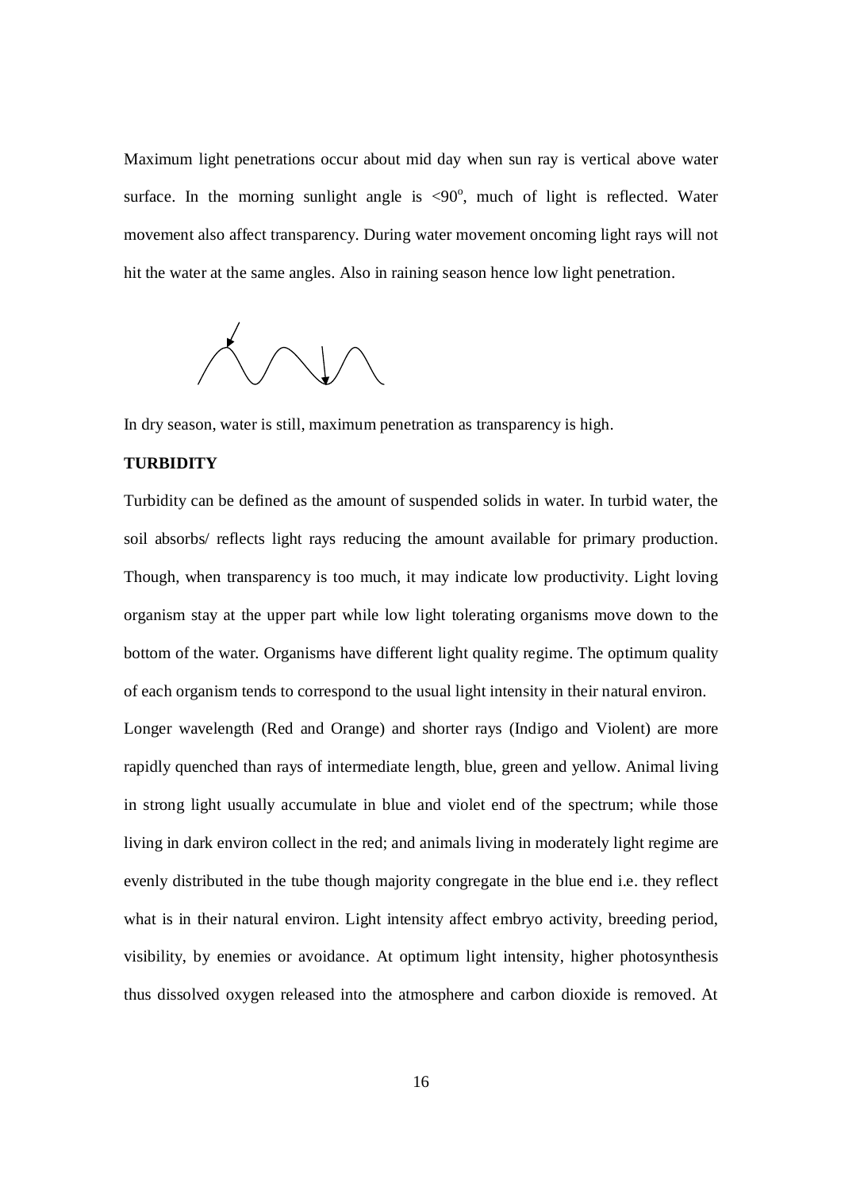Maximum light penetrations occur about mid day when sun ray is vertical above water surface. In the morning sunlight angle is $<90^o$, much of light is reflected. Water movement also affect transparency. During water movement oncoming light rays will not hit the water at the same angles. Also in raining season hence low light penetration.

In dry season, water is still, maximum penetration as transparency is high.

**TURBIDITY**

Turbidity can be defined as the amount of suspended solids in water. In turbid water, the soil absorbs/ reflects light rays reducing the amount available for primary production. Though, when transparency is too much, it may indicate low productivity. Light loving organism stay at the upper part while low light tolerating organisms move down to the bottom of the water. Organisms have different light quality regime. The optimum quality of each organism tends to correspond to the usual light intensity in their natural environ.

Longer wavelength (Red and Orange) and shorter rays (Indigo and Violent) are more rapidly quenched than rays of intermediate length, blue, green and yellow. Animal living in strong light usually accumulate in blue and violet end of the spectrum; while those living in dark environ collect in the red; and animals living in moderately light regime are evenly distributed in the tube though majority congregate in the blue end i.e. they reflect what is in their natural environ. Light intensity affect embryo activity, breeding period, visibility, by enemies or avoidance. At optimum light intensity, higher photosynthesis thus dissolved oxygen released into the atmosphere and carbon dioxide is removed. At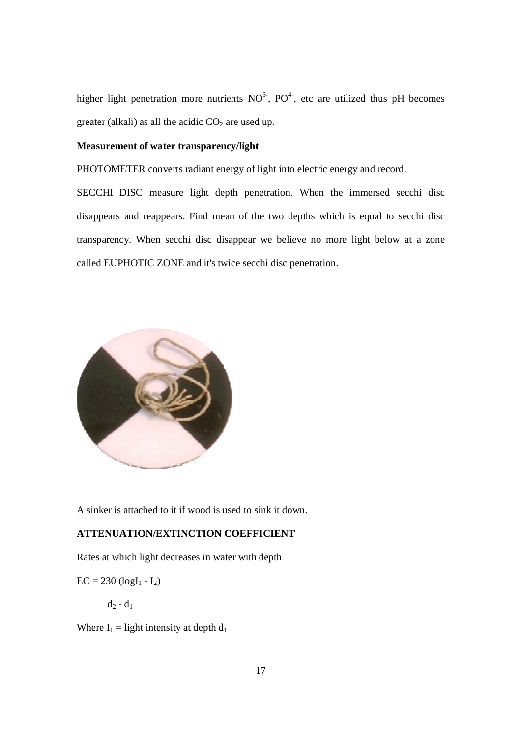higher light penetration more nutrients $NO^{3-}$, $PO^{4-}$, etc are utilized thus pH becomes greater (alkali) as all the acidic $CO_2$ are used up.

**Measurement of water transparency/light**

PHOTOMETER converts radiant energy of light into electric energy and record.

SECCHI DISC measure light depth penetration. When the immersed secchi disc disappears and reappears. Find mean of the two depths which is equal to secchi disc transparency. When secchi disc disappear we believe no more light below at a zone called EUPHOTIC ZONE and it's twice secchi disc penetration.

A sinker is attached to it if wood is used to sink it down.

**ATTENUATION/EXTINCTION COEFFICIENT**

Rates at which light decreases in water with depth

$$EC = \frac{230 (\log I_1 - I_2)}{d_2 - d_1}$$

Where $I_1$ = light intensity at depth $d_1$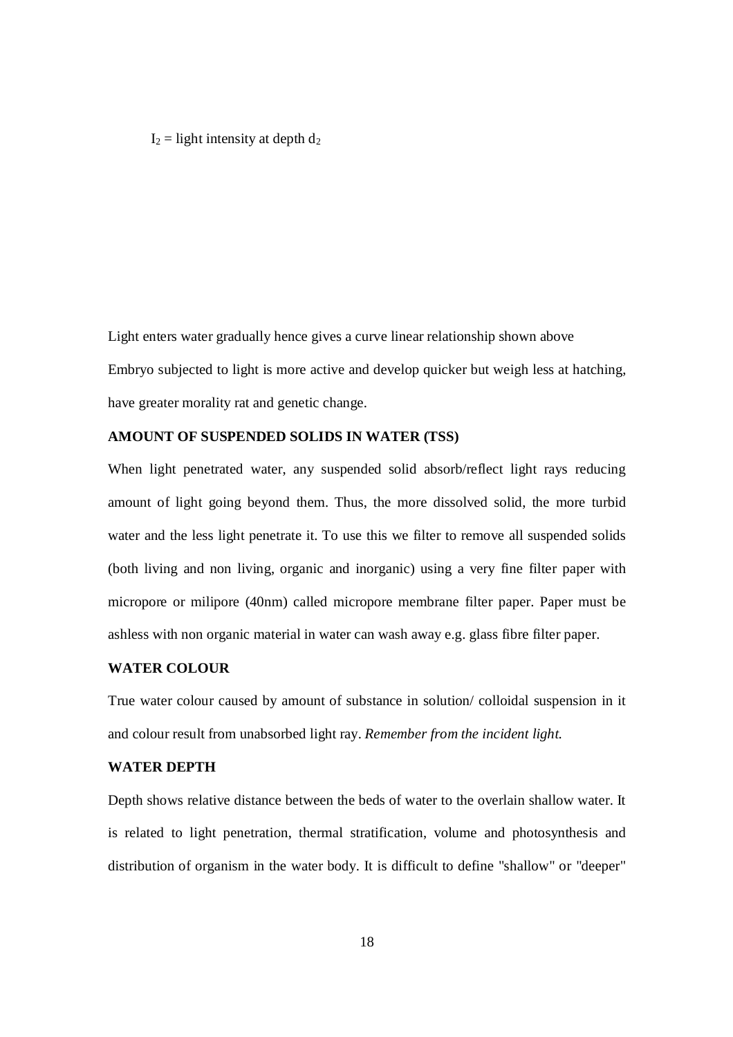$I_2$ = light intensity at depth $d_2$

Light enters water gradually hence gives a curve linear relationship shown above

Embryo subjected to light is more active and develop quicker but weigh less at hatching, have greater morality rat and genetic change.

**AMOUNT OF SUSPENDED SOLIDS IN WATER (TSS)**

When light penetrated water, any suspended solid absorb/reflect light rays reducing amount of light going beyond them. Thus, the more dissolved solid, the more turbid water and the less light penetrate it. To use this we filter to remove all suspended solids (both living and non living, organic and inorganic) using a very fine filter paper with micropore or milipore (40nm) called micropore membrane filter paper. Paper must be ashless with non organic material in water can wash away e.g. glass fibre filter paper.

**WATER COLOUR**

True water colour caused by amount of substance in solution/ colloidal suspension in it and colour result from unabsorbed light ray. *Remember from the incident light.*

**WATER DEPTH**

Depth shows relative distance between the beds of water to the overlain shallow water. It is related to light penetration, thermal stratification, volume and photosynthesis and distribution of organism in the water body. It is difficult to define "shallow" or "deeper"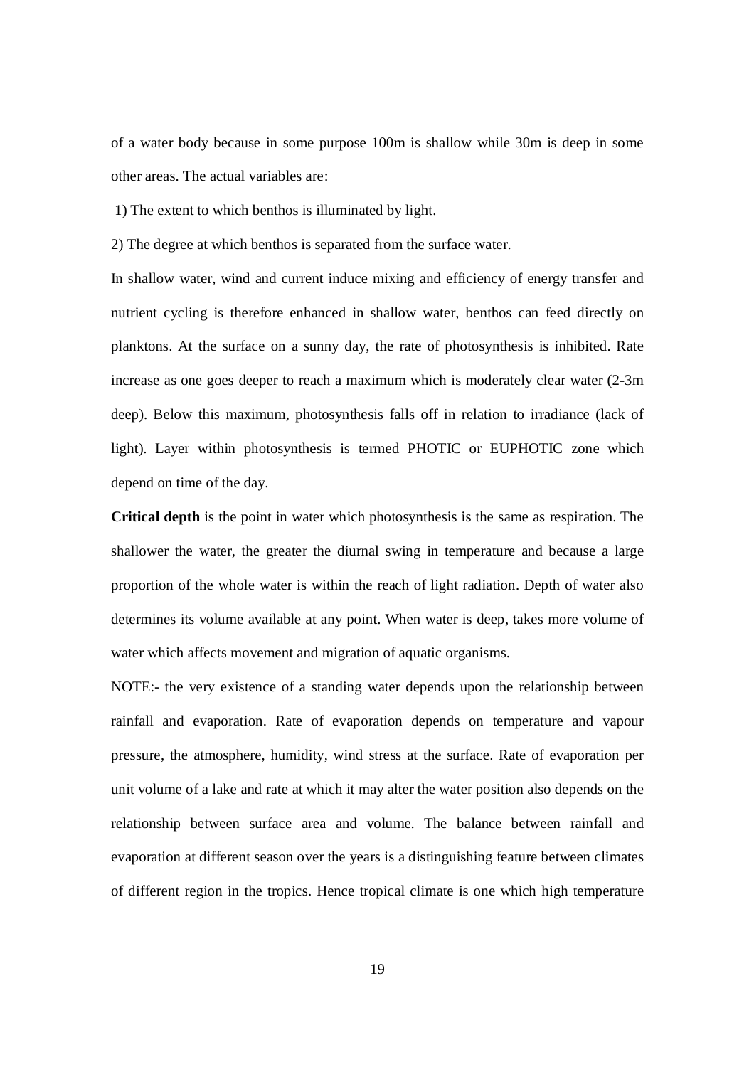of a water body because in some purpose 100m is shallow while 30m is deep in some other areas. The actual variables are:

1) The extent to which benthos is illuminated by light.

2) The degree at which benthos is separated from the surface water.

In shallow water, wind and current induce mixing and efficiency of energy transfer and nutrient cycling is therefore enhanced in shallow water, benthos can feed directly on planktons. At the surface on a sunny day, the rate of photosynthesis is inhibited. Rate increase as one goes deeper to reach a maximum which is moderately clear water (2-3m deep). Below this maximum, photosynthesis falls off in relation to irradiance (lack of light). Layer within photosynthesis is termed PHOTIC or EUPHOTIC zone which depend on time of the day.

**Critical depth** is the point in water which photosynthesis is the same as respiration. The shallower the water, the greater the diurnal swing in temperature and because a large proportion of the whole water is within the reach of light radiation. Depth of water also determines its volume available at any point. When water is deep, takes more volume of water which affects movement and migration of aquatic organisms.

NOTE:- the very existence of a standing water depends upon the relationship between rainfall and evaporation. Rate of evaporation depends on temperature and vapour pressure, the atmosphere, humidity, wind stress at the surface. Rate of evaporation per unit volume of a lake and rate at which it may alter the water position also depends on the relationship between surface area and volume. The balance between rainfall and evaporation at different season over the years is a distinguishing feature between climates of different region in the tropics. Hence tropical climate is one which high temperature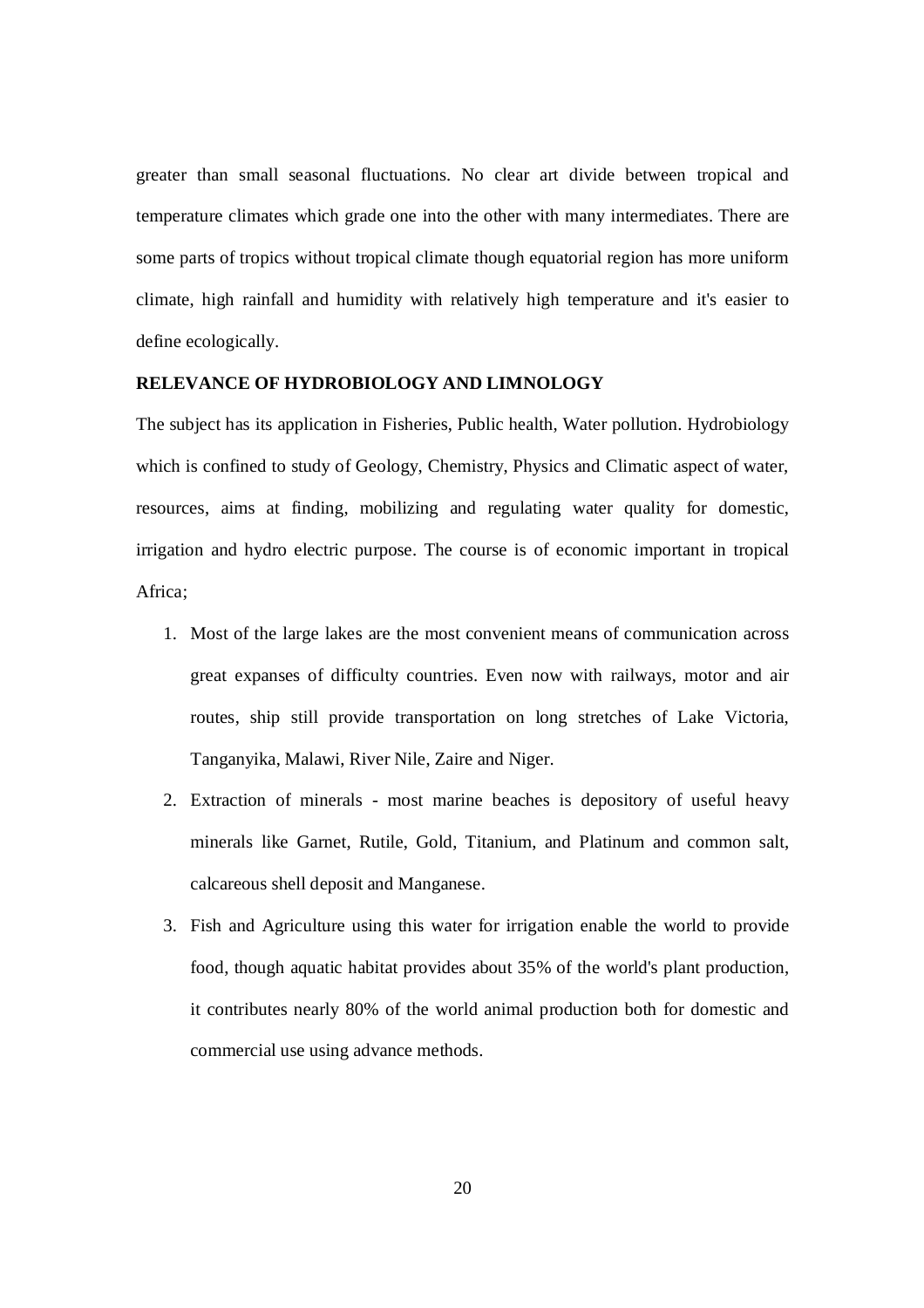greater than small seasonal fluctuations. No clear art divide between tropical and temperature climates which grade one into the other with many intermediates. There are some parts of tropics without tropical climate though equatorial region has more uniform climate, high rainfall and humidity with relatively high temperature and it's easier to define ecologically.

**RELEVANCE OF HYDROBIOLOGY AND LIMNOLOGY**

The subject has its application in Fisheries, Public health, Water pollution. Hydrobiology which is confined to study of Geology, Chemistry, Physics and Climatic aspect of water, resources, aims at finding, mobilizing and regulating water quality for domestic, irrigation and hydro electric purpose. The course is of economic important in tropical Africa;

1. Most of the large lakes are the most convenient means of communication across great expanses of difficulty countries. Even now with railways, motor and air routes, ship still provide transportation on long stretches of Lake Victoria, Tanganyika, Malawi, River Nile, Zaire and Niger.
2. Extraction of minerals - most marine beaches is depository of useful heavy minerals like Garnet, Rutile, Gold, Titanium, and Platinum and common salt, calcareous shell deposit and Manganese.
3. Fish and Agriculture using this water for irrigation enable the world to provide food, though aquatic habitat provides about 35% of the world's plant production, it contributes nearly 80% of the world animal production both for domestic and commercial use using advance methods.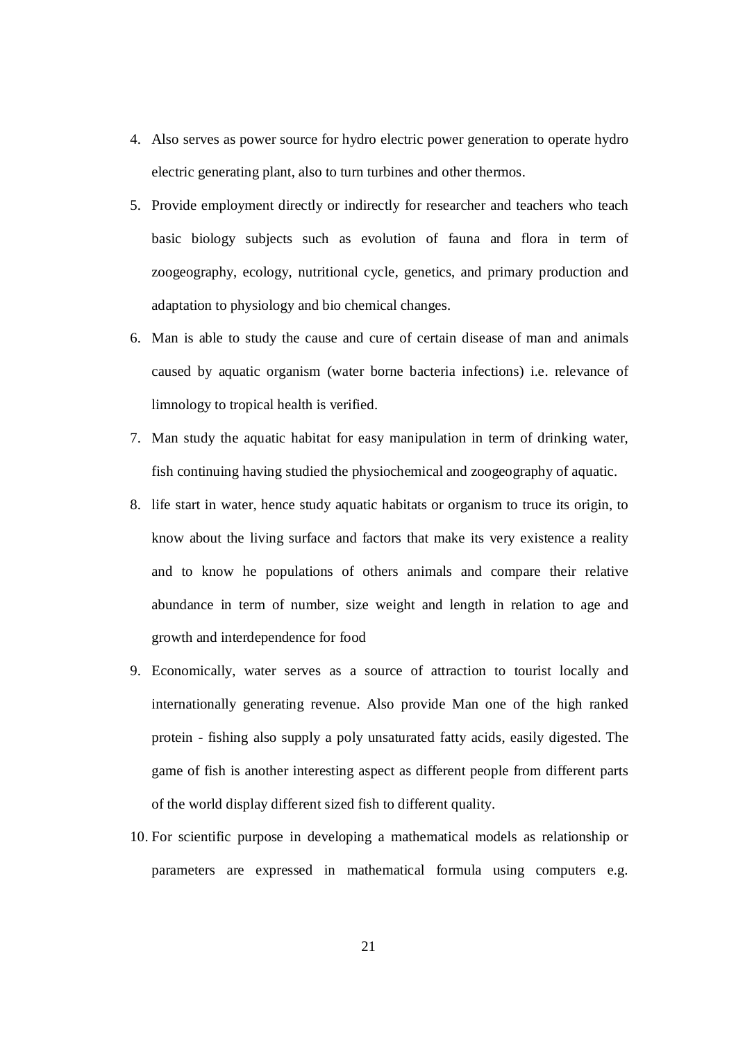4. Also serves as power source for hydro electric power generation to operate hydro electric generating plant, also to turn turbines and other thermos.
5. Provide employment directly or indirectly for researcher and teachers who teach basic biology subjects such as evolution of fauna and flora in term of zoogeography, ecology, nutritional cycle, genetics, and primary production and adaptation to physiology and bio chemical changes.
6. Man is able to study the cause and cure of certain disease of man and animals caused by aquatic organism (water borne bacteria infections) i.e. relevance of limnology to tropical health is verified.
7. Man study the aquatic habitat for easy manipulation in term of drinking water, fish continuing having studied the physiochemical and zoogeography of aquatic.
8. life start in water, hence study aquatic habitats or organism to truce its origin, to know about the living surface and factors that make its very existence a reality and to know he populations of others animals and compare their relative abundance in term of number, size weight and length in relation to age and growth and interdependence for food
9. Economically, water serves as a source of attraction to tourist locally and internationally generating revenue. Also provide Man one of the high ranked protein - fishing also supply a poly unsaturated fatty acids, easily digested. The game of fish is another interesting aspect as different people from different parts of the world display different sized fish to different quality.
10. For scientific purpose in developing a mathematical models as relationship or parameters are expressed in mathematical formula using computers e.g.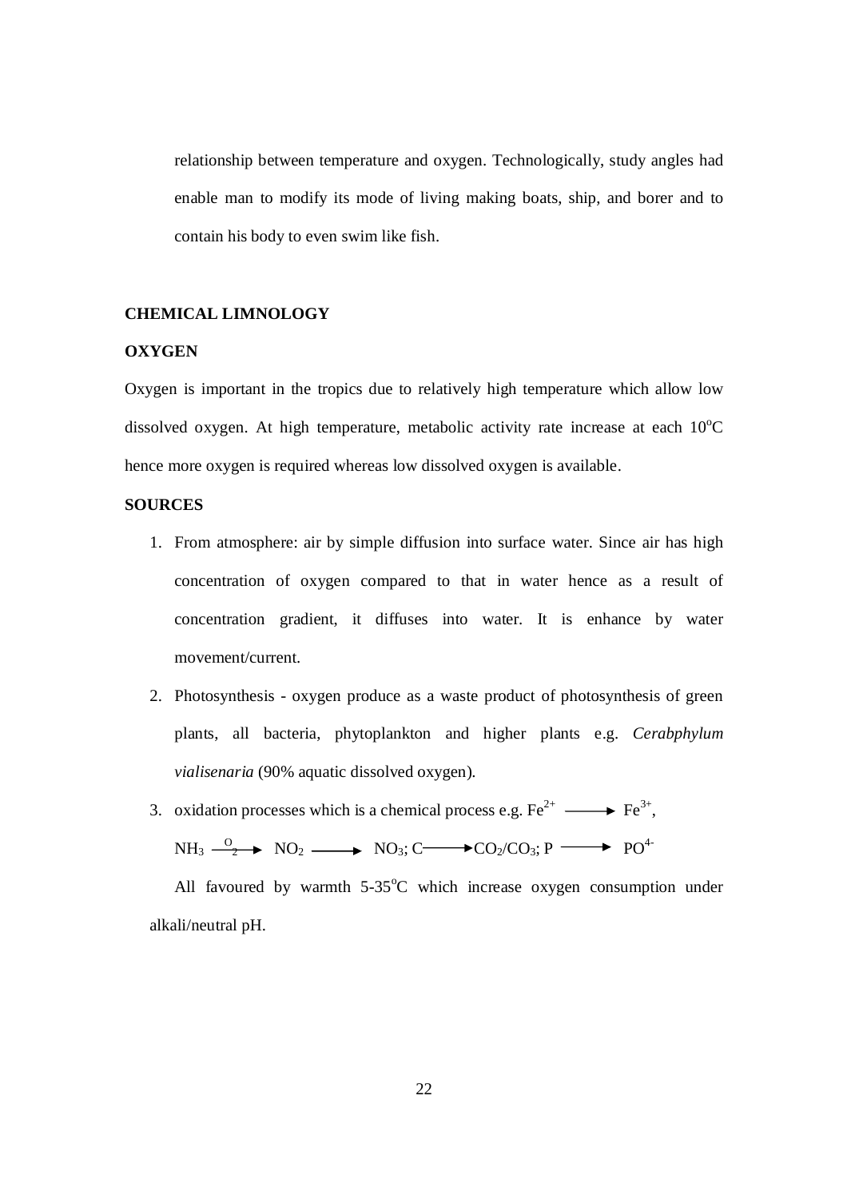relationship between temperature and oxygen. Technologically, study angles had enable man to modify its mode of living making boats, ship, and borer and to contain his body to even swim like fish.

## CHEMICAL LIMNOLOGY

### OXYGEN

Oxygen is important in the tropics due to relatively high temperature which allow low dissolved oxygen. At high temperature, metabolic activity rate increase at each $10^oC$ hence more oxygen is required whereas low dissolved oxygen is available.

### SOURCES

1. From atmosphere: air by simple diffusion into surface water. Since air has high concentration of oxygen compared to that in water hence as a result of concentration gradient, it diffuses into water. It is enhance by water movement/current.
2. Photosynthesis - oxygen produce as a waste product of photosynthesis of green plants, all bacteria, phytoplankton and higher plants e.g. *Cerabphylum vialisenaria* (90% aquatic dissolved oxygen).
3. oxidation processes which is a chemical process e.g. $Fe^{2+} \longrightarrow Fe^{3+}$,

   $NH_3 \xrightarrow{O_2} NO_2 \longrightarrow NO_3$; $C \longrightarrow CO_2/CO_3$; $P \longrightarrow PO^{4-}$

   All favoured by warmth $5\text{-}35^oC$ which increase oxygen consumption under alkali/neutral pH.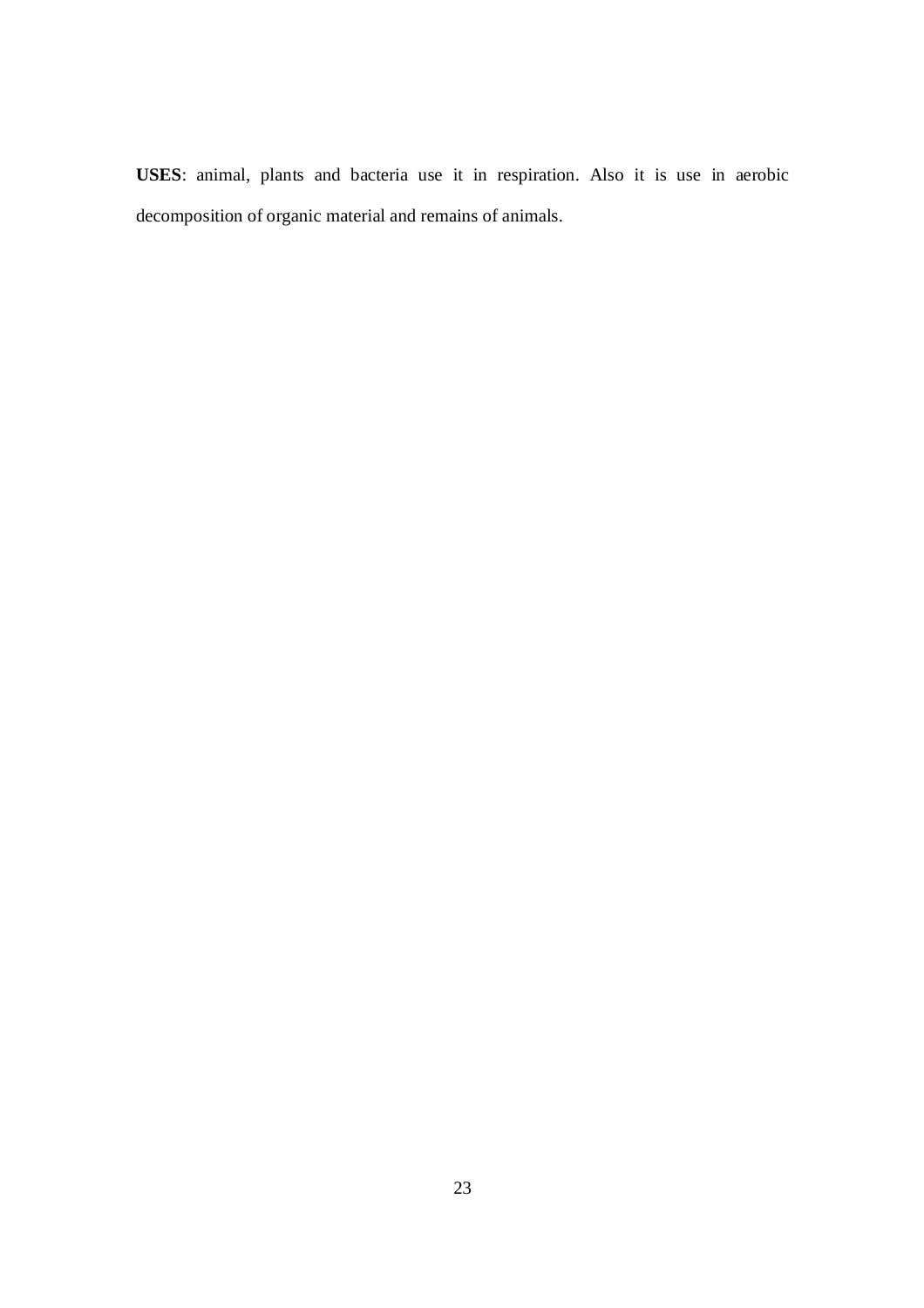**USES**: animal, plants and bacteria use it in respiration. Also it is use in aerobic decomposition of organic material and remains of animals.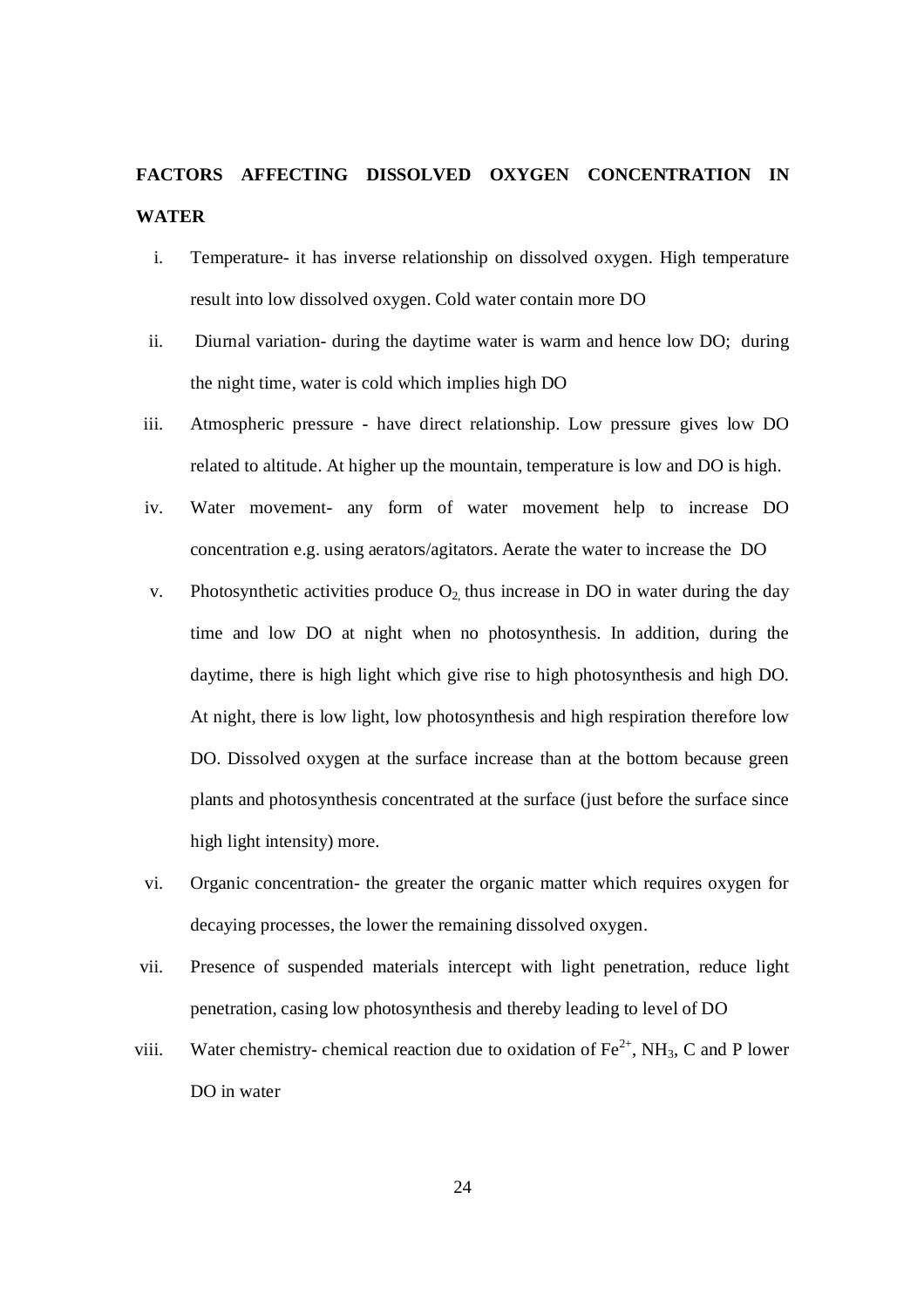**FACTORS AFFECTING DISSOLVED OXYGEN CONCENTRATION IN WATER**

i. Temperature- it has inverse relationship on dissolved oxygen. High temperature result into low dissolved oxygen. Cold water contain more DO

ii. Diurnal variation- during the daytime water is warm and hence low DO; during the night time, water is cold which implies high DO

iii. Atmospheric pressure - have direct relationship. Low pressure gives low DO related to altitude. At higher up the mountain, temperature is low and DO is high.

iv. Water movement- any form of water movement help to increase DO concentration e.g. using aerators/agitators. Aerate the water to increase the DO

v. Photosynthetic activities produce $O_2$, thus increase in DO in water during the day time and low DO at night when no photosynthesis. In addition, during the daytime, there is high light which give rise to high photosynthesis and high DO. At night, there is low light, low photosynthesis and high respiration therefore low DO. Dissolved oxygen at the surface increase than at the bottom because green plants and photosynthesis concentrated at the surface (just before the surface since high light intensity) more.

vi. Organic concentration- the greater the organic matter which requires oxygen for decaying processes, the lower the remaining dissolved oxygen.

vii. Presence of suspended materials intercept with light penetration, reduce light penetration, casing low photosynthesis and thereby leading to level of DO

viii. Water chemistry- chemical reaction due to oxidation of $Fe^{2+}$, $NH_3$, C and P lower DO in water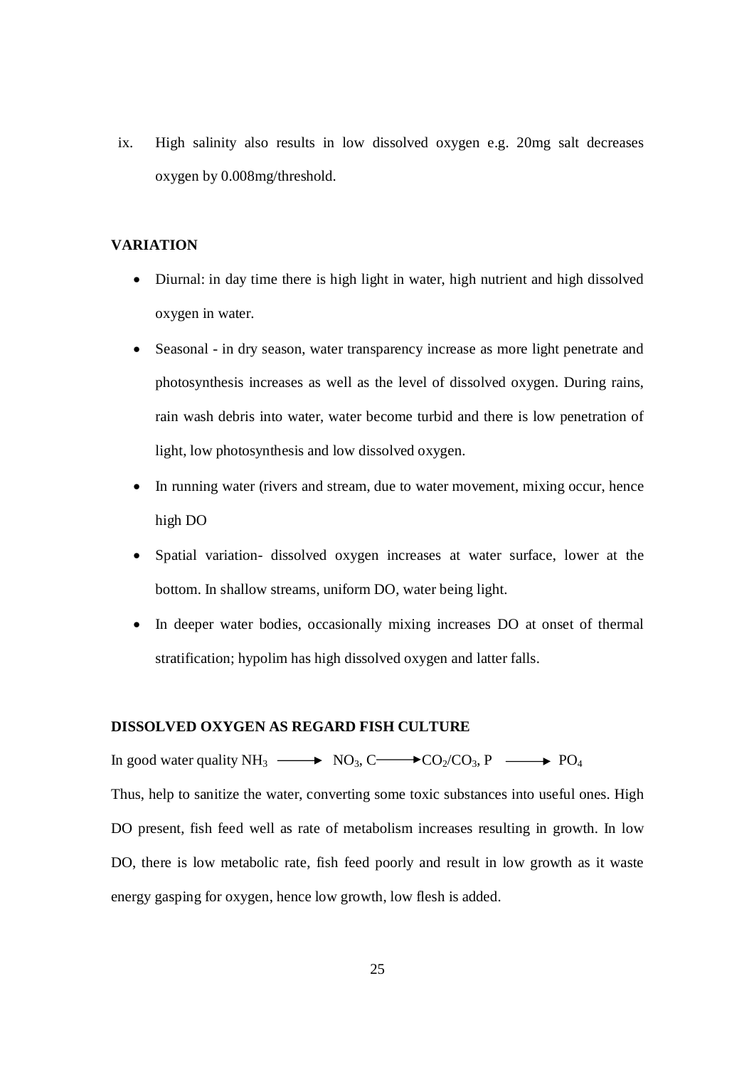ix. High salinity also results in low dissolved oxygen e.g. 20mg salt decreases oxygen by 0.008mg/threshold.

**VARIATION**

- Diurnal: in day time there is high light in water, high nutrient and high dissolved oxygen in water.
- Seasonal - in dry season, water transparency increase as more light penetrate and photosynthesis increases as well as the level of dissolved oxygen. During rains, rain wash debris into water, water become turbid and there is low penetration of light, low photosynthesis and low dissolved oxygen.
- In running water (rivers and stream, due to water movement, mixing occur, hence high DO
- Spatial variation- dissolved oxygen increases at water surface, lower at the bottom. In shallow streams, uniform DO, water being light.
- In deeper water bodies, occasionally mixing increases DO at onset of thermal stratification; hypolim has high dissolved oxygen and latter falls.

**DISSOLVED OXYGEN AS REGARD FISH CULTURE**

In good water quality $NH_3 \longrightarrow NO_3$, $C \longrightarrow CO_2/CO_3$, $P \longrightarrow PO_4$

Thus, help to sanitize the water, converting some toxic substances into useful ones. High DO present, fish feed well as rate of metabolism increases resulting in growth. In low DO, there is low metabolic rate, fish feed poorly and result in low growth as it waste energy gasping for oxygen, hence low growth, low flesh is added.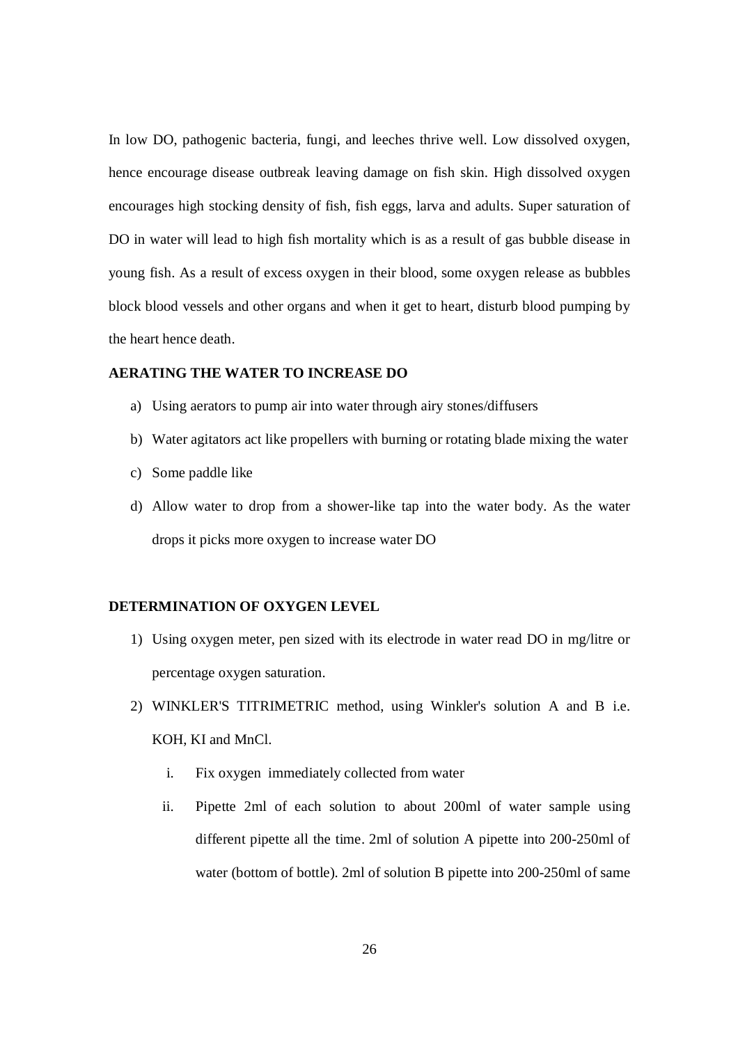In low DO, pathogenic bacteria, fungi, and leeches thrive well. Low dissolved oxygen, hence encourage disease outbreak leaving damage on fish skin. High dissolved oxygen encourages high stocking density of fish, fish eggs, larva and adults. Super saturation of DO in water will lead to high fish mortality which is as a result of gas bubble disease in young fish. As a result of excess oxygen in their blood, some oxygen release as bubbles block blood vessels and other organs and when it get to heart, disturb blood pumping by the heart hence death.

**AERATING THE WATER TO INCREASE DO**

a) Using aerators to pump air into water through airy stones/diffusers
b) Water agitators act like propellers with burning or rotating blade mixing the water
c) Some paddle like
d) Allow water to drop from a shower-like tap into the water body. As the water drops it picks more oxygen to increase water DO

**DETERMINATION OF OXYGEN LEVEL**

1) Using oxygen meter, pen sized with its electrode in water read DO in mg/litre or percentage oxygen saturation.
2) WINKLER'S TITRIMETRIC method, using Winkler's solution A and B i.e. KOH, KI and MnCl.
   i. Fix oxygen immediately collected from water
   ii. Pipette 2ml of each solution to about 200ml of water sample using different pipette all the time. 2ml of solution A pipette into 200-250ml of water (bottom of bottle). 2ml of solution B pipette into 200-250ml of same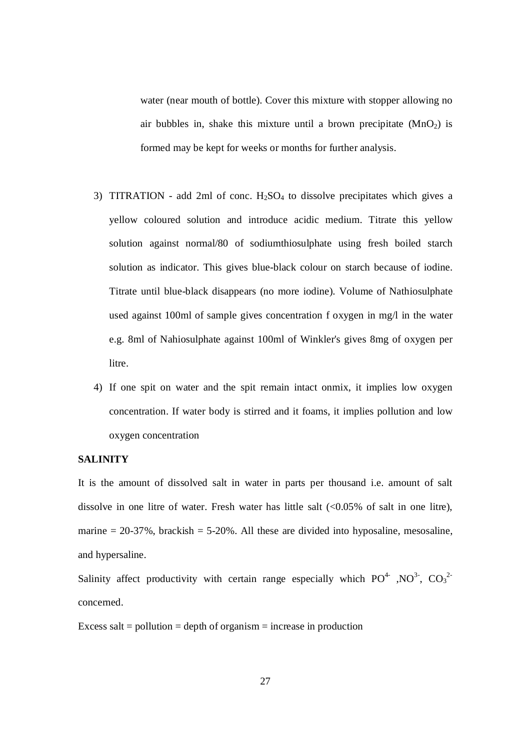water (near mouth of bottle). Cover this mixture with stopper allowing no air bubbles in, shake this mixture until a brown precipitate ($MnO_2$) is formed may be kept for weeks or months for further analysis.

3) TITRATION - add 2ml of conc. $H_2SO_4$ to dissolve precipitates which gives a yellow coloured solution and introduce acidic medium. Titrate this yellow solution against normal/80 of sodiumthiosulphate using fresh boiled starch solution as indicator. This gives blue-black colour on starch because of iodine. Titrate until blue-black disappears (no more iodine). Volume of Nathiosulphate used against 100ml of sample gives concentration f oxygen in mg/l in the water e.g. 8ml of Nahiosulphate against 100ml of Winkler's gives 8mg of oxygen per litre.

4) If one spit on water and the spit remain intact onmix, it implies low oxygen concentration. If water body is stirred and it foams, it implies pollution and low oxygen concentration

**SALINITY**

It is the amount of dissolved salt in water in parts per thousand i.e. amount of salt dissolve in one litre of water. Fresh water has little salt (<0.05% of salt in one litre), marine = 20-37%, brackish = 5-20%. All these are divided into hyposaline, mesosaline, and hypersaline.

Salinity affect productivity with certain range especially which $PO^{4-}$ ,$NO^{3-}$, $CO_3^{2-}$ concerned.

Excess salt = pollution = depth of organism = increase in production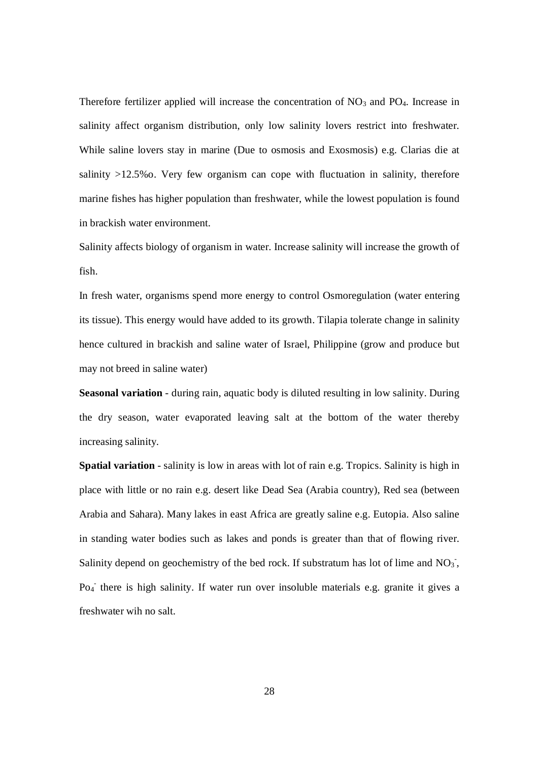Therefore fertilizer applied will increase the concentration of $NO_3$ and $PO_4$. Increase in salinity affect organism distribution, only low salinity lovers restrict into freshwater. While saline lovers stay in marine (Due to osmosis and Exosmosis) e.g. Clarias die at salinity >12.5%o. Very few organism can cope with fluctuation in salinity, therefore marine fishes has higher population than freshwater, while the lowest population is found in brackish water environment.

Salinity affects biology of organism in water. Increase salinity will increase the growth of fish.

In fresh water, organisms spend more energy to control Osmoregulation (water entering its tissue). This energy would have added to its growth. Tilapia tolerate change in salinity hence cultured in brackish and saline water of Israel, Philippine (grow and produce but may not breed in saline water)

**Seasonal variation** - during rain, aquatic body is diluted resulting in low salinity. During the dry season, water evaporated leaving salt at the bottom of the water thereby increasing salinity.

**Spatial variation** - salinity is low in areas with lot of rain e.g. Tropics. Salinity is high in place with little or no rain e.g. desert like Dead Sea (Arabia country), Red sea (between Arabia and Sahara). Many lakes in east Africa are greatly saline e.g. Eutopia. Also saline in standing water bodies such as lakes and ponds is greater than that of flowing river. Salinity depend on geochemistry of the bed rock. If substratum has lot of lime and $NO_3^-$, $Po_4^-$ there is high salinity. If water run over insoluble materials e.g. granite it gives a freshwater wih no salt.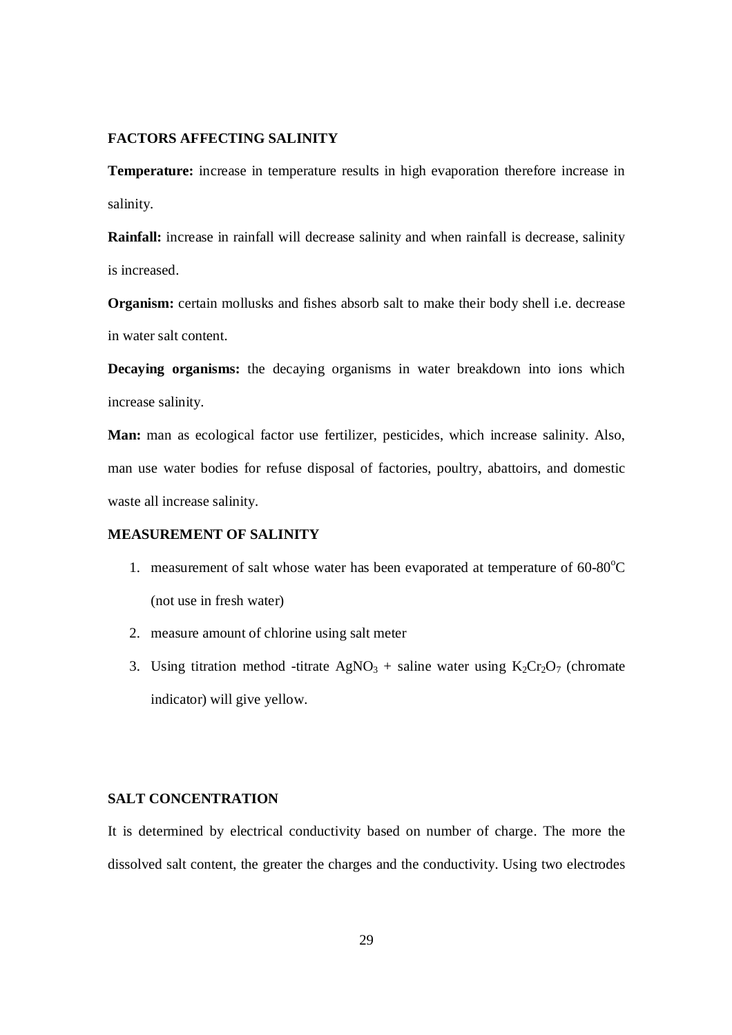**FACTORS AFFECTING SALINITY**

**Temperature:** increase in temperature results in high evaporation therefore increase in salinity.

**Rainfall:** increase in rainfall will decrease salinity and when rainfall is decrease, salinity is increased.

**Organism:** certain mollusks and fishes absorb salt to make their body shell i.e. decrease in water salt content.

**Decaying organisms:** the decaying organisms in water breakdown into ions which increase salinity.

**Man:** man as ecological factor use fertilizer, pesticides, which increase salinity. Also, man use water bodies for refuse disposal of factories, poultry, abattoirs, and domestic waste all increase salinity.

**MEASUREMENT OF SALINITY**

1. measurement of salt whose water has been evaporated at temperature of 60-80$^oC$ (not use in fresh water)
2. measure amount of chlorine using salt meter
3. Using titration method -titrate $AgNO_3$ + saline water using $K_2Cr_2O_7$ (chromate indicator) will give yellow.

**SALT CONCENTRATION**

It is determined by electrical conductivity based on number of charge. The more the dissolved salt content, the greater the charges and the conductivity. Using two electrodes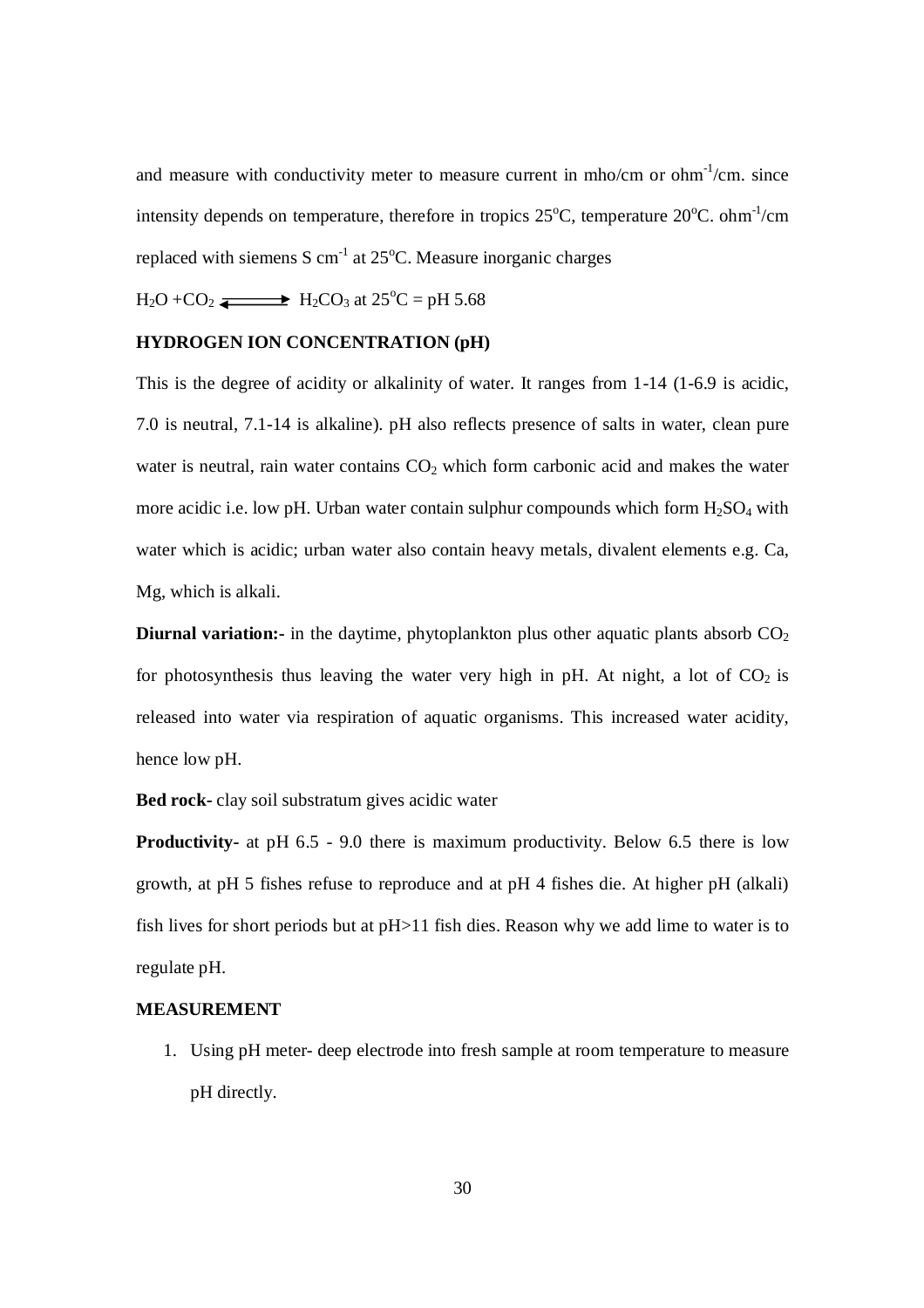and measure with conductivity meter to measure current in mho/cm or $ohm^{-1}$/cm. since intensity depends on temperature, therefore in tropics 25$^{o}$C, temperature 20$^{o}$C. $ohm^{-1}$/cm replaced with siemens S $cm^{-1}$ at 25$^{o}$C. Measure inorganic charges

$H_2O + CO_2 \rightleftharpoons H_2CO_3$ at 25$^{o}$C = pH 5.68

**HYDROGEN ION CONCENTRATION (pH)**

This is the degree of acidity or alkalinity of water. It ranges from 1-14 (1-6.9 is acidic, 7.0 is neutral, 7.1-14 is alkaline). pH also reflects presence of salts in water, clean pure water is neutral, rain water contains $CO_2$ which form carbonic acid and makes the water more acidic i.e. low pH. Urban water contain sulphur compounds which form $H_2SO_4$ with water which is acidic; urban water also contain heavy metals, divalent elements e.g. Ca, Mg, which is alkali.

**Diurnal variation:-** in the daytime, phytoplankton plus other aquatic plants absorb $CO_2$ for photosynthesis thus leaving the water very high in pH. At night, a lot of $CO_2$ is released into water via respiration of aquatic organisms. This increased water acidity, hence low pH.

**Bed rock-** clay soil substratum gives acidic water

**Productivity-** at pH 6.5 - 9.0 there is maximum productivity. Below 6.5 there is low growth, at pH 5 fishes refuse to reproduce and at pH 4 fishes die. At higher pH (alkali) fish lives for short periods but at pH>11 fish dies. Reason why we add lime to water is to regulate pH.

**MEASUREMENT**

1. Using pH meter- deep electrode into fresh sample at room temperature to measure pH directly.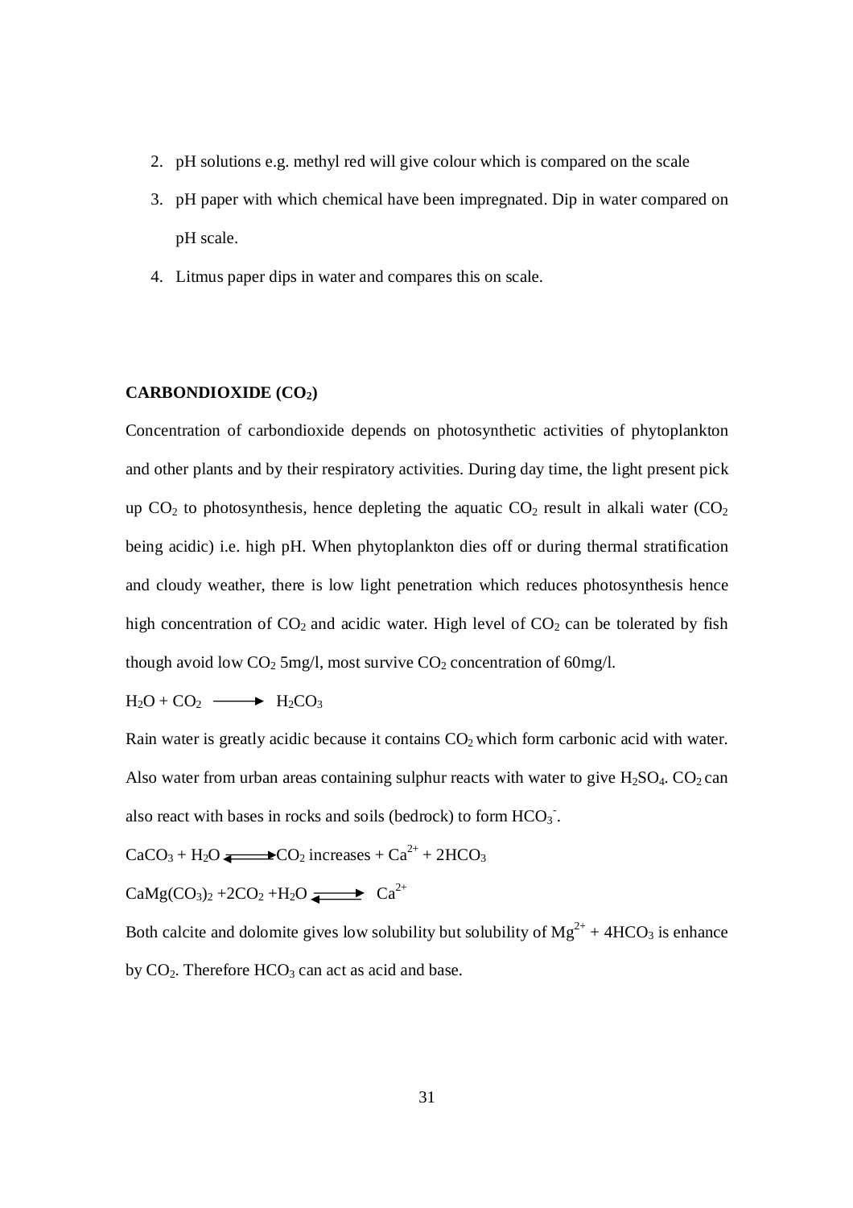2. pH solutions e.g. methyl red will give colour which is compared on the scale
3. pH paper with which chemical have been impregnated. Dip in water compared on pH scale.
4. Litmus paper dips in water and compares this on scale.

**CARBONDIOXIDE ($CO_2$)**

Concentration of carbondioxide depends on photosynthetic activities of phytoplankton and other plants and by their respiratory activities. During day time, the light present pick up $CO_2$ to photosynthesis, hence depleting the aquatic $CO_2$ result in alkali water ($CO_2$ being acidic) i.e. high pH. When phytoplankton dies off or during thermal stratification and cloudy weather, there is low light penetration which reduces photosynthesis hence high concentration of $CO_2$ and acidic water. High level of $CO_2$ can be tolerated by fish though avoid low $CO_2$ 5mg/l, most survive $CO_2$ concentration of 60mg/l.

$$H_2O + CO_2 \longrightarrow H_2CO_3$$

Rain water is greatly acidic because it contains $CO_2$ which form carbonic acid with water. Also water from urban areas containing sulphur reacts with water to give $H_2SO_4$. $CO_2$ can also react with bases in rocks and soils (bedrock) to form $HCO_3^-$.

$$CaCO_3 + H_2O \rightleftharpoons CO_2 \text{ increases} + Ca^{2+} + 2HCO_3$$

$$CaMg(CO_3)_2 + 2CO_2 + H_2O \rightleftharpoons Ca^{2+}$$

Both calcite and dolomite gives low solubility but solubility of $Mg^{2+} + 4HCO_3$ is enhance by $CO_2$. Therefore $HCO_3$ can act as acid and base.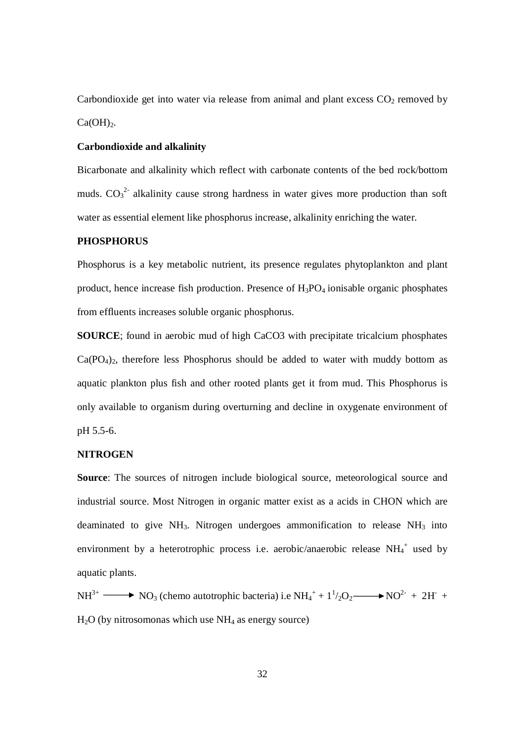Carbondioxide get into water via release from animal and plant excess $CO_2$ removed by $Ca(OH)_2$.

**Carbondioxide and alkalinity**

Bicarbonate and alkalinity which reflect with carbonate contents of the bed rock/bottom muds. $CO_3^{2-}$ alkalinity cause strong hardness in water gives more production than soft water as essential element like phosphorus increase, alkalinity enriching the water.

**PHOSPHORUS**

Phosphorus is a key metabolic nutrient, its presence regulates phytoplankton and plant product, hence increase fish production. Presence of $H_3PO_4$ ionisable organic phosphates from effluents increases soluble organic phosphorus.

**SOURCE**; found in aerobic mud of high CaCO3 with precipitate tricalcium phosphates $Ca(PO_4)_2$, therefore less Phosphorus should be added to water with muddy bottom as aquatic plankton plus fish and other rooted plants get it from mud. This Phosphorus is only available to organism during overturning and decline in oxygenate environment of pH 5.5-6.

**NITROGEN**

**Source**: The sources of nitrogen include biological source, meteorological source and industrial source. Most Nitrogen in organic matter exist as a acids in CHON which are deaminated to give $NH_3$. Nitrogen undergoes ammonification to release $NH_3$ into environment by a heterotrophic process i.e. aerobic/anaerobic release $NH_4^+$ used by aquatic plants.

$NH^{3+} \longrightarrow NO_3$ (chemo autotrophic bacteria) i.e $NH_4^+ + 1^1/_2O_2 \longrightarrow NO^{2-} + 2H^- +$ $H_2O$ (by nitrosomonas which use $NH_4$ as energy source)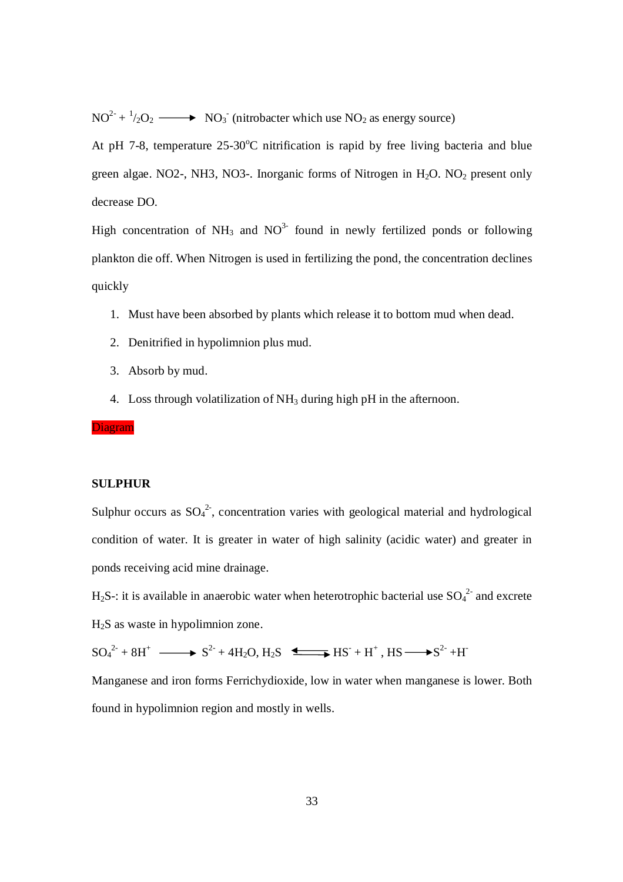$NO^{2-} + {}^{1}/{}_{2}O_2 \longrightarrow NO_3^-$ (nitrobacter which use $NO_2$ as energy source)

At pH 7-8, temperature 25-30$^oC$ nitrification is rapid by free living bacteria and blue green algae. NO2-, NH3, NO3-. Inorganic forms of Nitrogen in $H_2O$. $NO_2$ present only decrease DO.

High concentration of $NH_3$ and $NO^{3-}$ found in newly fertilized ponds or following plankton die off. When Nitrogen is used in fertilizing the pond, the concentration declines quickly

1. Must have been absorbed by plants which release it to bottom mud when dead.
2. Denitrified in hypolimnion plus mud.
3. Absorb by mud.
4. Loss through volatilization of $NH_3$ during high pH in the afternoon.

Diagram

**SULPHUR**

Sulphur occurs as $SO_4^{2-}$, concentration varies with geological material and hydrological condition of water. It is greater in water of high salinity (acidic water) and greater in ponds receiving acid mine drainage.

$H_2S$-: it is available in anaerobic water when heterotrophic bacterial use $SO_4^{2-}$ and excrete $H_2S$ as waste in hypolimnion zone.

$SO_4^{2-} + 8H^+ \longrightarrow S^{2-} + 4H_2O$, $H_2S \rightleftharpoons HS^- + H^+$, $HS \longrightarrow S^{2-} + H^-$

Manganese and iron forms Ferrichydioxide, low in water when manganese is lower. Both found in hypolimnion region and mostly in wells.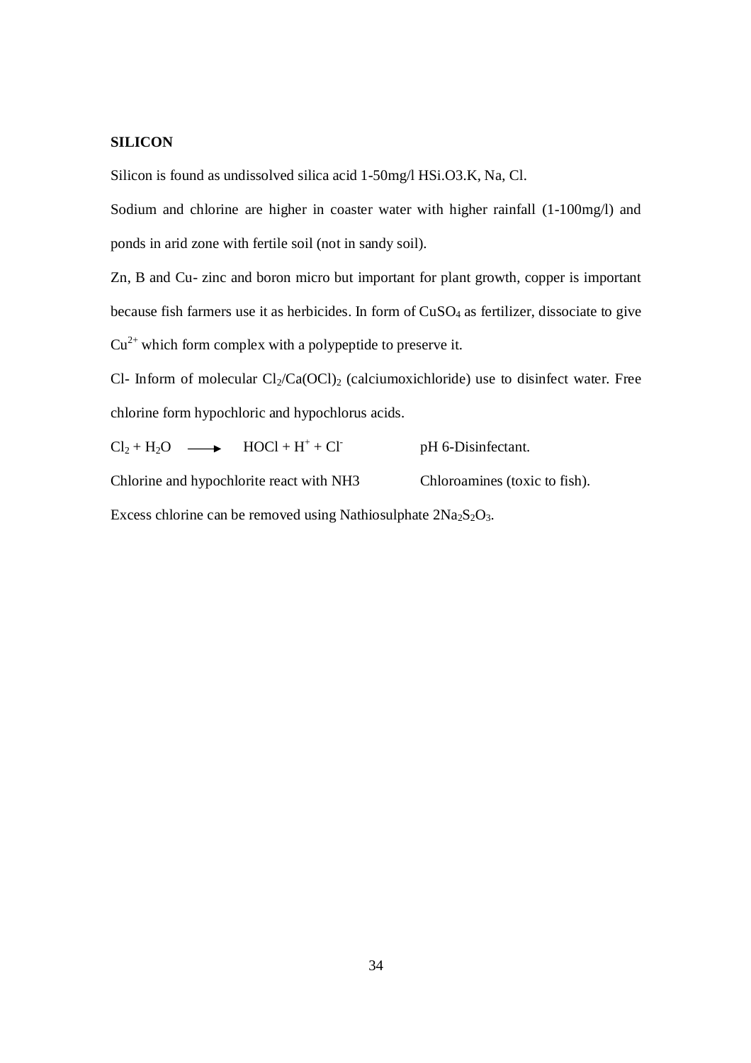**SILICON**

Silicon is found as undissolved silica acid 1-50mg/l HSi.O3.K, Na, Cl.

Sodium and chlorine are higher in coaster water with higher rainfall (1-100mg/l) and ponds in arid zone with fertile soil (not in sandy soil).

Zn, B and Cu- zinc and boron micro but important for plant growth, copper is important because fish farmers use it as herbicides. In form of $CuSO_4$ as fertilizer, dissociate to give $Cu^{2+}$ which form complex with a polypeptide to preserve it.

Cl- Inform of molecular $Cl_2/Ca(OCl)_2$ (calciumoxichloride) use to disinfect water. Free chlorine form hypochloric and hypochlorus acids.

$Cl_2 + H_2O \longrightarrow HOCl + H^+ + Cl^-$ pH 6-Disinfectant.

Chlorine and hypochlorite react with NH3 Chloroamines (toxic to fish).

Excess chlorine can be removed using Nathiosulphate $2Na_2S_2O_3$.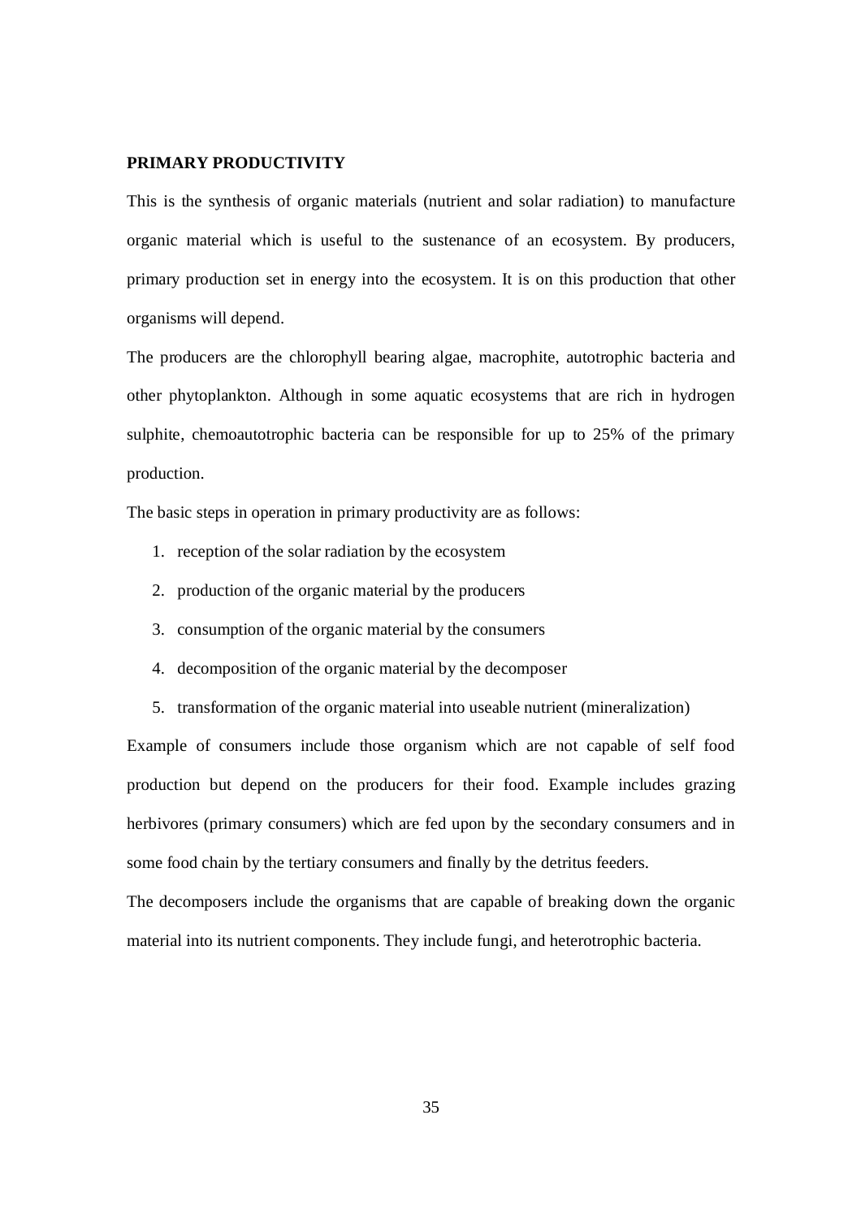**PRIMARY PRODUCTIVITY**

This is the synthesis of organic materials (nutrient and solar radiation) to manufacture organic material which is useful to the sustenance of an ecosystem. By producers, primary production set in energy into the ecosystem. It is on this production that other organisms will depend.

The producers are the chlorophyll bearing algae, macrophite, autotrophic bacteria and other phytoplankton. Although in some aquatic ecosystems that are rich in hydrogen sulphite, chemoautotrophic bacteria can be responsible for up to 25% of the primary production.

The basic steps in operation in primary productivity are as follows:

1. reception of the solar radiation by the ecosystem
2. production of the organic material by the producers
3. consumption of the organic material by the consumers
4. decomposition of the organic material by the decomposer
5. transformation of the organic material into useable nutrient (mineralization)

Example of consumers include those organism which are not capable of self food production but depend on the producers for their food. Example includes grazing herbivores (primary consumers) which are fed upon by the secondary consumers and in some food chain by the tertiary consumers and finally by the detritus feeders.

The decomposers include the organisms that are capable of breaking down the organic material into its nutrient components. They include fungi, and heterotrophic bacteria.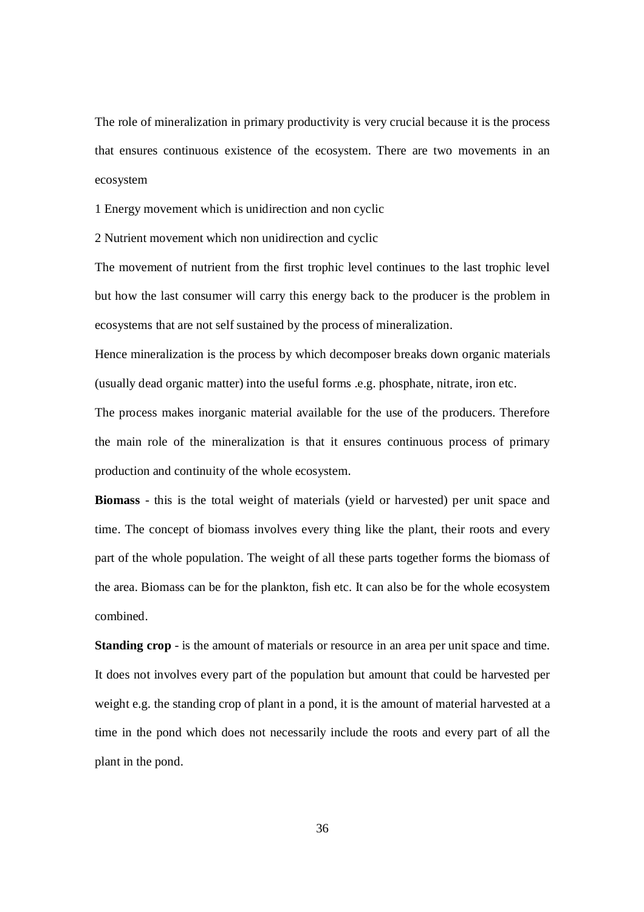The role of mineralization in primary productivity is very crucial because it is the process that ensures continuous existence of the ecosystem. There are two movements in an ecosystem

1 Energy movement which is unidirection and non cyclic

2 Nutrient movement which non unidirection and cyclic

The movement of nutrient from the first trophic level continues to the last trophic level but how the last consumer will carry this energy back to the producer is the problem in ecosystems that are not self sustained by the process of mineralization.

Hence mineralization is the process by which decomposer breaks down organic materials (usually dead organic matter) into the useful forms .e.g. phosphate, nitrate, iron etc.

The process makes inorganic material available for the use of the producers. Therefore the main role of the mineralization is that it ensures continuous process of primary production and continuity of the whole ecosystem.

**Biomass** - this is the total weight of materials (yield or harvested) per unit space and time. The concept of biomass involves every thing like the plant, their roots and every part of the whole population. The weight of all these parts together forms the biomass of the area. Biomass can be for the plankton, fish etc. It can also be for the whole ecosystem combined.

**Standing crop** - is the amount of materials or resource in an area per unit space and time. It does not involves every part of the population but amount that could be harvested per weight e.g. the standing crop of plant in a pond, it is the amount of material harvested at a time in the pond which does not necessarily include the roots and every part of all the plant in the pond.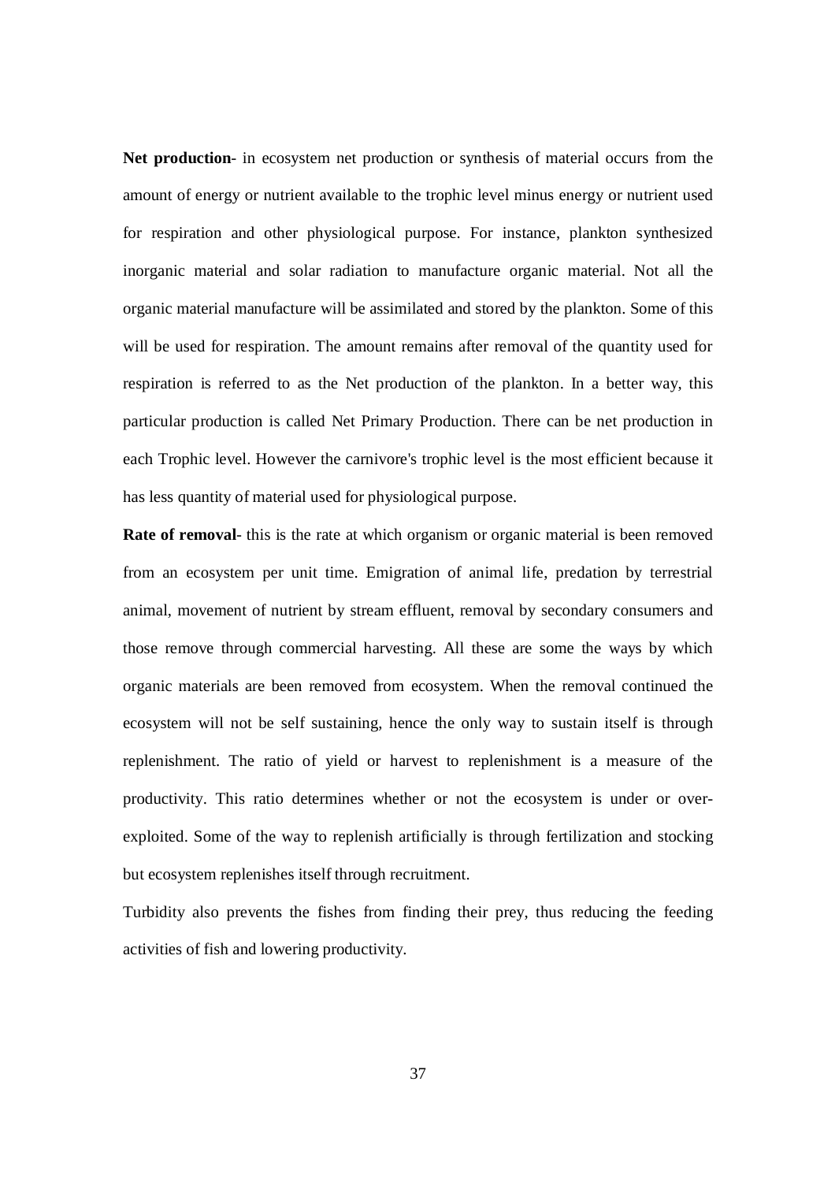**Net production**- in ecosystem net production or synthesis of material occurs from the amount of energy or nutrient available to the trophic level minus energy or nutrient used for respiration and other physiological purpose. For instance, plankton synthesized inorganic material and solar radiation to manufacture organic material. Not all the organic material manufacture will be assimilated and stored by the plankton. Some of this will be used for respiration. The amount remains after removal of the quantity used for respiration is referred to as the Net production of the plankton. In a better way, this particular production is called Net Primary Production. There can be net production in each Trophic level. However the carnivore's trophic level is the most efficient because it has less quantity of material used for physiological purpose.

**Rate of removal**- this is the rate at which organism or organic material is been removed from an ecosystem per unit time. Emigration of animal life, predation by terrestrial animal, movement of nutrient by stream effluent, removal by secondary consumers and those remove through commercial harvesting. All these are some the ways by which organic materials are been removed from ecosystem. When the removal continued the ecosystem will not be self sustaining, hence the only way to sustain itself is through replenishment. The ratio of yield or harvest to replenishment is a measure of the productivity. This ratio determines whether or not the ecosystem is under or over-exploited. Some of the way to replenish artificially is through fertilization and stocking but ecosystem replenishes itself through recruitment.

Turbidity also prevents the fishes from finding their prey, thus reducing the feeding activities of fish and lowering productivity.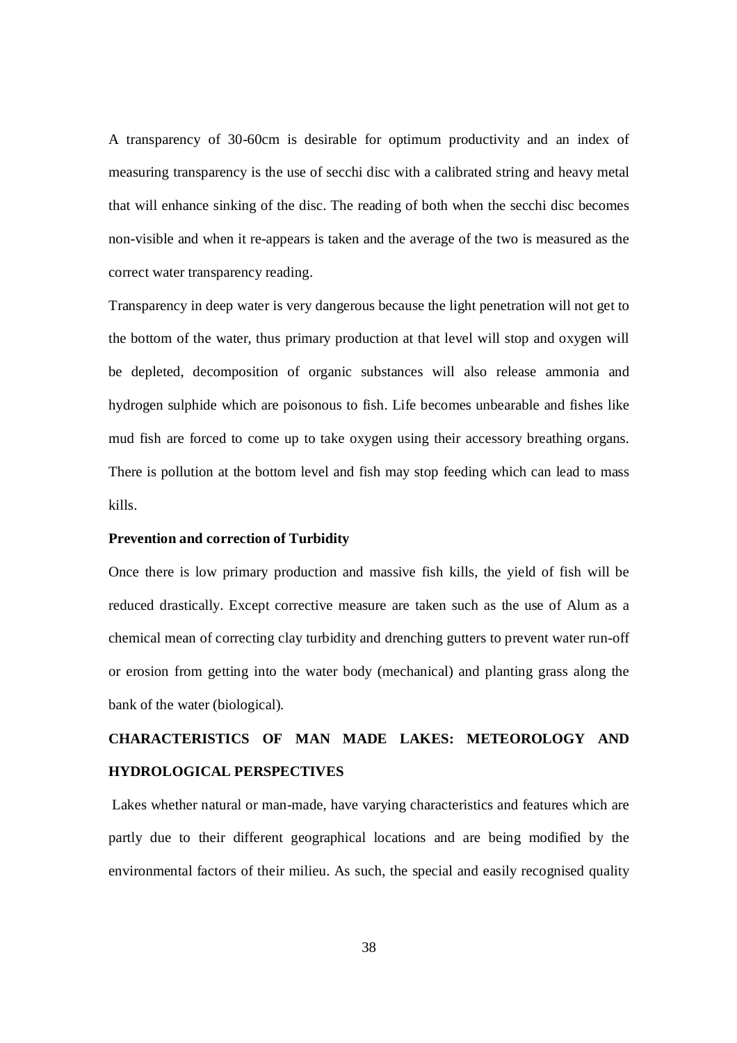A transparency of 30-60cm is desirable for optimum productivity and an index of measuring transparency is the use of secchi disc with a calibrated string and heavy metal that will enhance sinking of the disc. The reading of both when the secchi disc becomes non-visible and when it re-appears is taken and the average of the two is measured as the correct water transparency reading.

Transparency in deep water is very dangerous because the light penetration will not get to the bottom of the water, thus primary production at that level will stop and oxygen will be depleted, decomposition of organic substances will also release ammonia and hydrogen sulphide which are poisonous to fish. Life becomes unbearable and fishes like mud fish are forced to come up to take oxygen using their accessory breathing organs. There is pollution at the bottom level and fish may stop feeding which can lead to mass kills.

**Prevention and correction of Turbidity**

Once there is low primary production and massive fish kills, the yield of fish will be reduced drastically. Except corrective measure are taken such as the use of Alum as a chemical mean of correcting clay turbidity and drenching gutters to prevent water run-off or erosion from getting into the water body (mechanical) and planting grass along the bank of the water (biological).

## CHARACTERISTICS OF MAN MADE LAKES: METEOROLOGY AND HYDROLOGICAL PERSPECTIVES

Lakes whether natural or man-made, have varying characteristics and features which are partly due to their different geographical locations and are being modified by the environmental factors of their milieu. As such, the special and easily recognised quality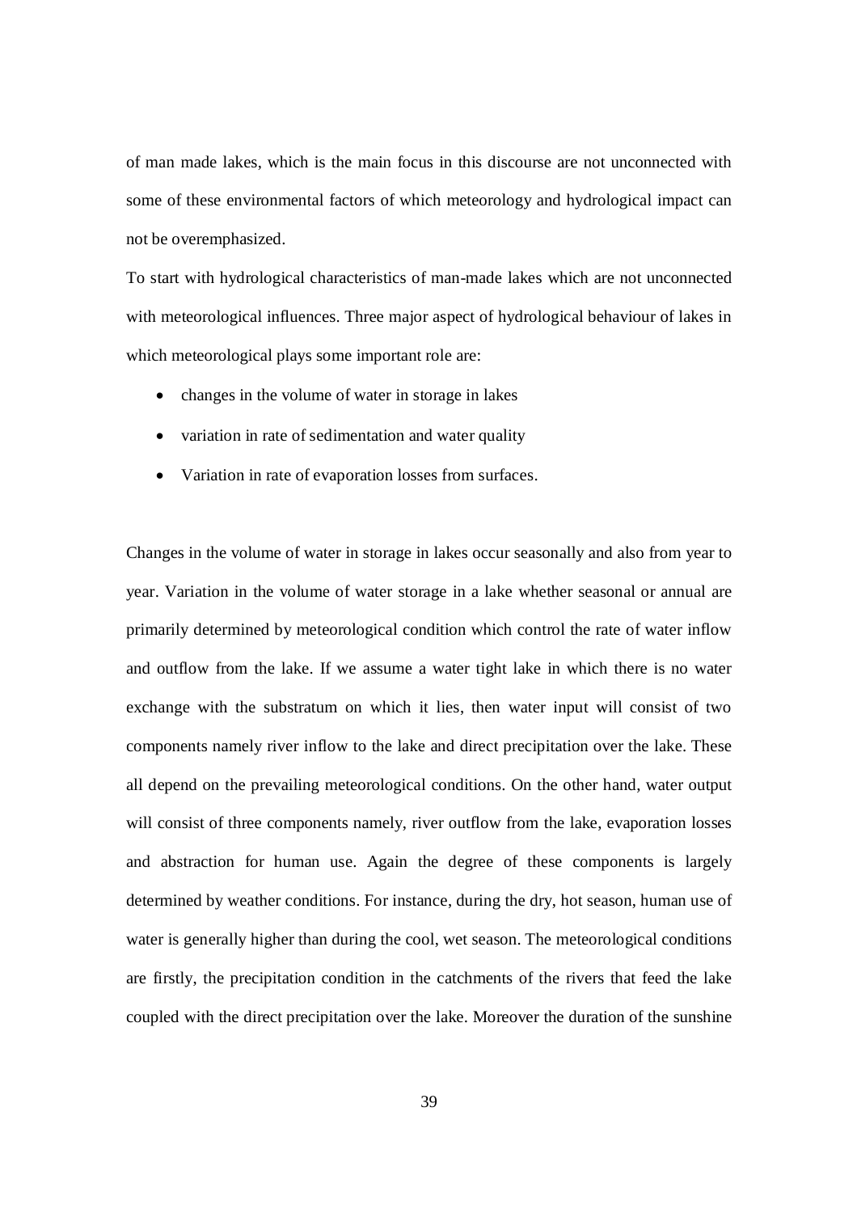of man made lakes, which is the main focus in this discourse are not unconnected with some of these environmental factors of which meteorology and hydrological impact can not be overemphasized.

To start with hydrological characteristics of man-made lakes which are not unconnected with meteorological influences. Three major aspect of hydrological behaviour of lakes in which meteorological plays some important role are:

- changes in the volume of water in storage in lakes
- variation in rate of sedimentation and water quality
- Variation in rate of evaporation losses from surfaces.

Changes in the volume of water in storage in lakes occur seasonally and also from year to year. Variation in the volume of water storage in a lake whether seasonal or annual are primarily determined by meteorological condition which control the rate of water inflow and outflow from the lake. If we assume a water tight lake in which there is no water exchange with the substratum on which it lies, then water input will consist of two components namely river inflow to the lake and direct precipitation over the lake. These all depend on the prevailing meteorological conditions. On the other hand, water output will consist of three components namely, river outflow from the lake, evaporation losses and abstraction for human use. Again the degree of these components is largely determined by weather conditions. For instance, during the dry, hot season, human use of water is generally higher than during the cool, wet season. The meteorological conditions are firstly, the precipitation condition in the catchments of the rivers that feed the lake coupled with the direct precipitation over the lake. Moreover the duration of the sunshine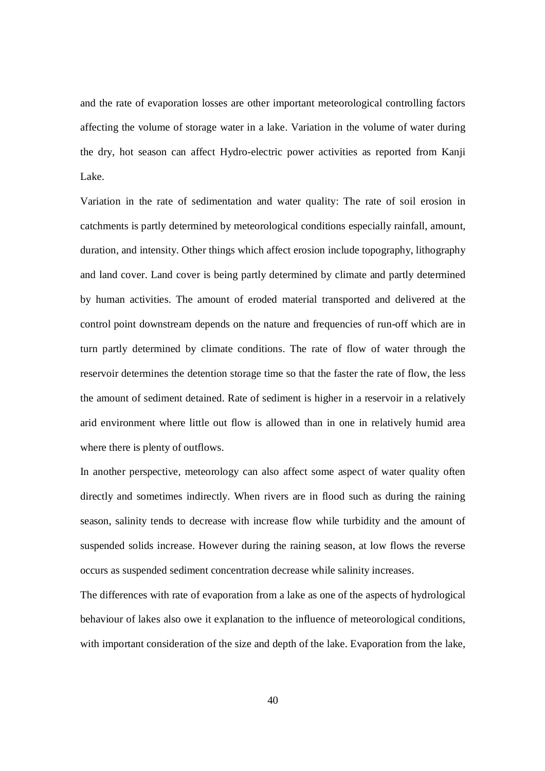and the rate of evaporation losses are other important meteorological controlling factors affecting the volume of storage water in a lake. Variation in the volume of water during the dry, hot season can affect Hydro-electric power activities as reported from Kanji Lake.

Variation in the rate of sedimentation and water quality: The rate of soil erosion in catchments is partly determined by meteorological conditions especially rainfall, amount, duration, and intensity. Other things which affect erosion include topography, lithography and land cover. Land cover is being partly determined by climate and partly determined by human activities. The amount of eroded material transported and delivered at the control point downstream depends on the nature and frequencies of run-off which are in turn partly determined by climate conditions. The rate of flow of water through the reservoir determines the detention storage time so that the faster the rate of flow, the less the amount of sediment detained. Rate of sediment is higher in a reservoir in a relatively arid environment where little out flow is allowed than in one in relatively humid area where there is plenty of outflows.

In another perspective, meteorology can also affect some aspect of water quality often directly and sometimes indirectly. When rivers are in flood such as during the raining season, salinity tends to decrease with increase flow while turbidity and the amount of suspended solids increase. However during the raining season, at low flows the reverse occurs as suspended sediment concentration decrease while salinity increases.

The differences with rate of evaporation from a lake as one of the aspects of hydrological behaviour of lakes also owe it explanation to the influence of meteorological conditions, with important consideration of the size and depth of the lake. Evaporation from the lake,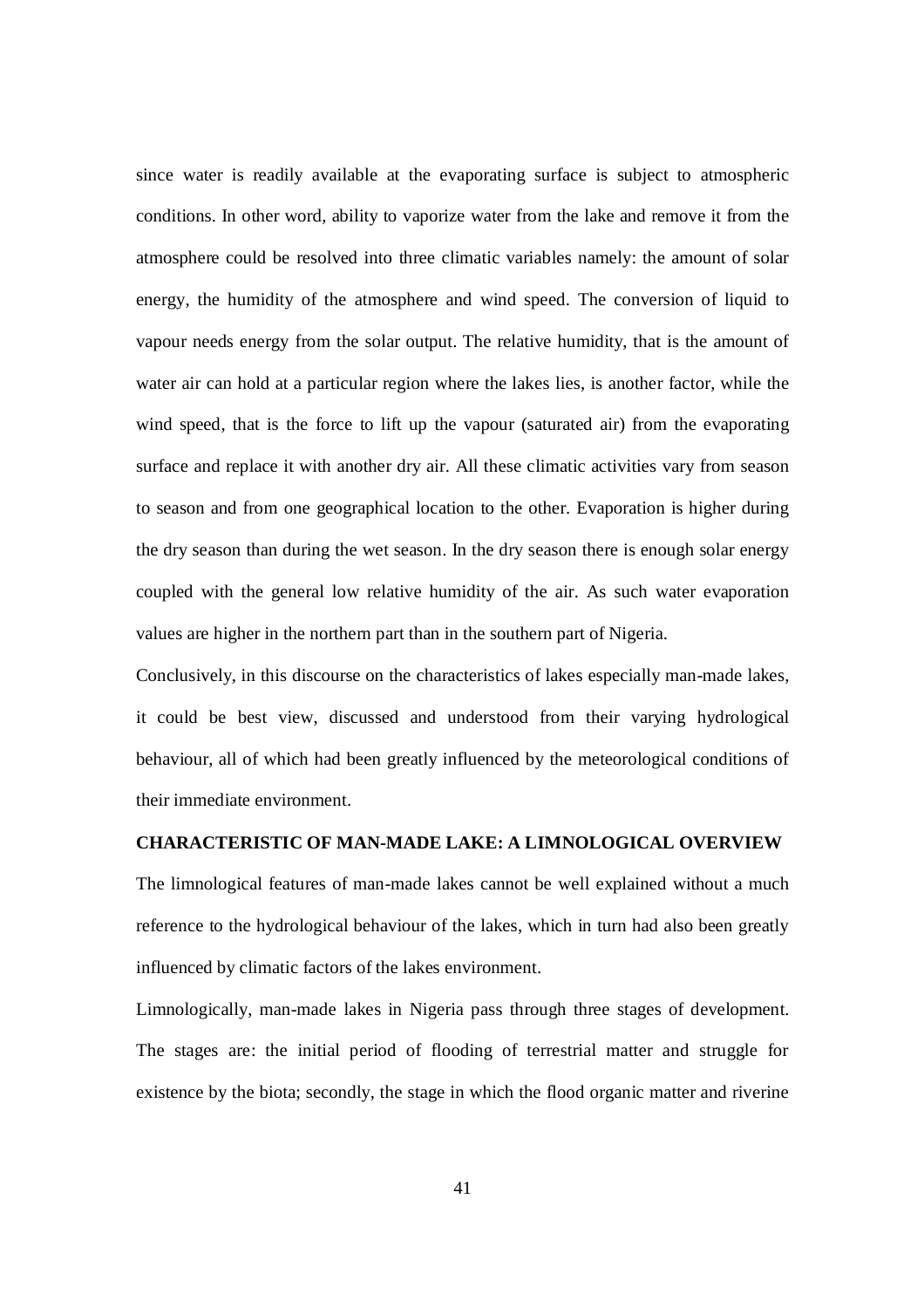since water is readily available at the evaporating surface is subject to atmospheric conditions. In other word, ability to vaporize water from the lake and remove it from the atmosphere could be resolved into three climatic variables namely: the amount of solar energy, the humidity of the atmosphere and wind speed. The conversion of liquid to vapour needs energy from the solar output. The relative humidity, that is the amount of water air can hold at a particular region where the lakes lies, is another factor, while the wind speed, that is the force to lift up the vapour (saturated air) from the evaporating surface and replace it with another dry air. All these climatic activities vary from season to season and from one geographical location to the other. Evaporation is higher during the dry season than during the wet season. In the dry season there is enough solar energy coupled with the general low relative humidity of the air. As such water evaporation values are higher in the northern part than in the southern part of Nigeria.

Conclusively, in this discourse on the characteristics of lakes especially man-made lakes, it could be best view, discussed and understood from their varying hydrological behaviour, all of which had been greatly influenced by the meteorological conditions of their immediate environment.

**CHARACTERISTIC OF MAN-MADE LAKE: A LIMNOLOGICAL OVERVIEW**

The limnological features of man-made lakes cannot be well explained without a much reference to the hydrological behaviour of the lakes, which in turn had also been greatly influenced by climatic factors of the lakes environment.

Limnologically, man-made lakes in Nigeria pass through three stages of development. The stages are: the initial period of flooding of terrestrial matter and struggle for existence by the biota; secondly, the stage in which the flood organic matter and riverine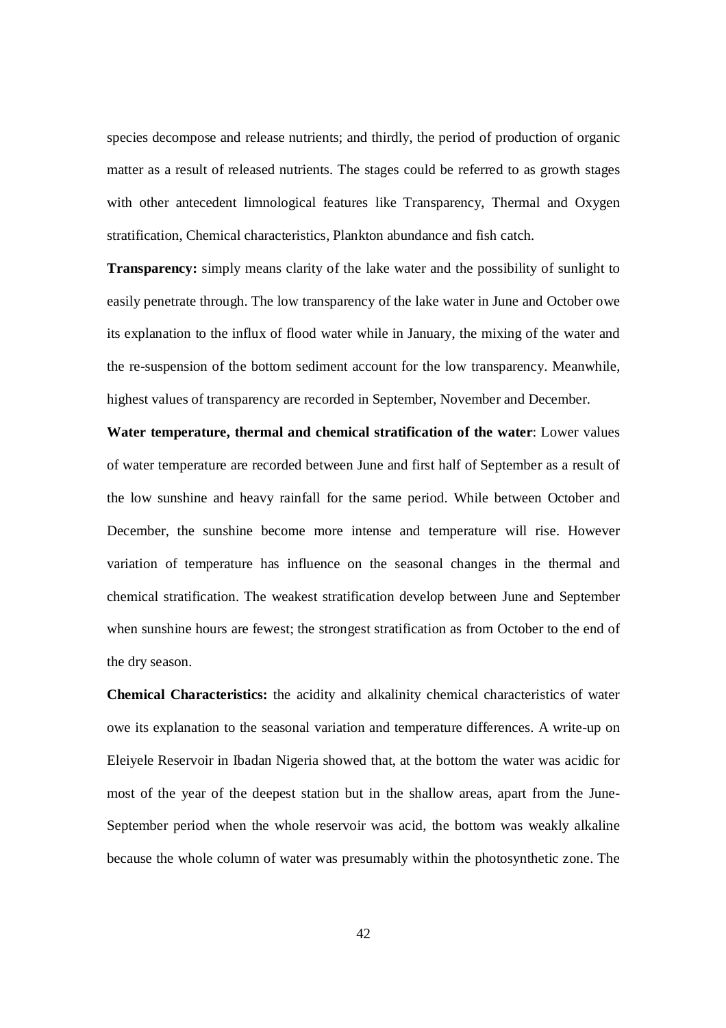species decompose and release nutrients; and thirdly, the period of production of organic matter as a result of released nutrients. The stages could be referred to as growth stages with other antecedent limnological features like Transparency, Thermal and Oxygen stratification, Chemical characteristics, Plankton abundance and fish catch.

**Transparency:** simply means clarity of the lake water and the possibility of sunlight to easily penetrate through. The low transparency of the lake water in June and October owe its explanation to the influx of flood water while in January, the mixing of the water and the re-suspension of the bottom sediment account for the low transparency. Meanwhile, highest values of transparency are recorded in September, November and December.

**Water temperature, thermal and chemical stratification of the water**: Lower values of water temperature are recorded between June and first half of September as a result of the low sunshine and heavy rainfall for the same period. While between October and December, the sunshine become more intense and temperature will rise. However variation of temperature has influence on the seasonal changes in the thermal and chemical stratification. The weakest stratification develop between June and September when sunshine hours are fewest; the strongest stratification as from October to the end of the dry season.

**Chemical Characteristics:** the acidity and alkalinity chemical characteristics of water owe its explanation to the seasonal variation and temperature differences. A write-up on Eleiyele Reservoir in Ibadan Nigeria showed that, at the bottom the water was acidic for most of the year of the deepest station but in the shallow areas, apart from the June-September period when the whole reservoir was acid, the bottom was weakly alkaline because the whole column of water was presumably within the photosynthetic zone. The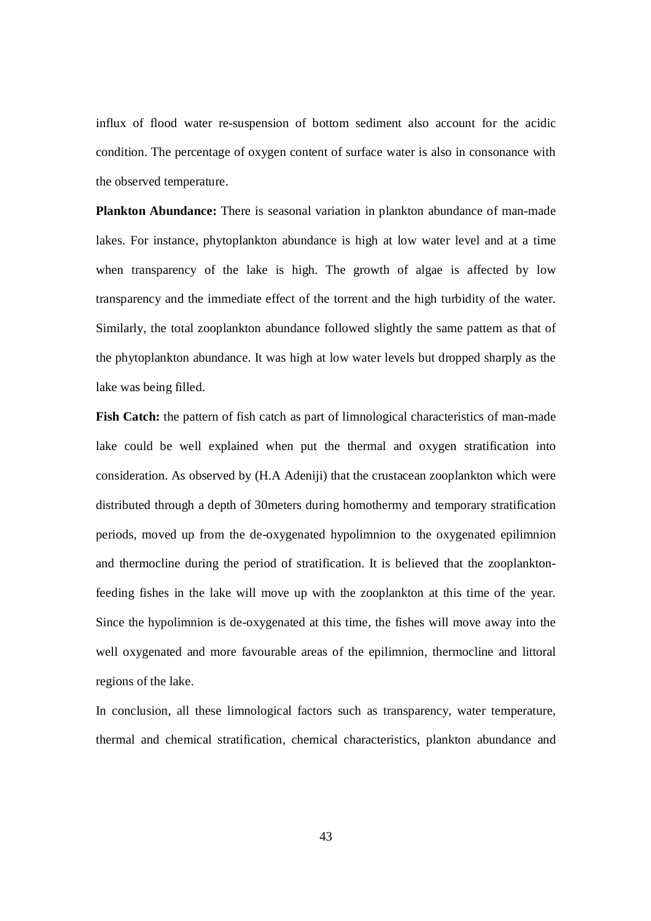influx of flood water re-suspension of bottom sediment also account for the acidic condition. The percentage of oxygen content of surface water is also in consonance with the observed temperature.

**Plankton Abundance:** There is seasonal variation in plankton abundance of man-made lakes. For instance, phytoplankton abundance is high at low water level and at a time when transparency of the lake is high. The growth of algae is affected by low transparency and the immediate effect of the torrent and the high turbidity of the water. Similarly, the total zooplankton abundance followed slightly the same pattern as that of the phytoplankton abundance. It was high at low water levels but dropped sharply as the lake was being filled.

**Fish Catch:** the pattern of fish catch as part of limnological characteristics of man-made lake could be well explained when put the thermal and oxygen stratification into consideration. As observed by (H.A Adeniji) that the crustacean zooplankton which were distributed through a depth of 30meters during homothermy and temporary stratification periods, moved up from the de-oxygenated hypolimnion to the oxygenated epilimnion and thermocline during the period of stratification. It is believed that the zooplankton-feeding fishes in the lake will move up with the zooplankton at this time of the year. Since the hypolimnion is de-oxygenated at this time, the fishes will move away into the well oxygenated and more favourable areas of the epilimnion, thermocline and littoral regions of the lake.

In conclusion, all these limnological factors such as transparency, water temperature, thermal and chemical stratification, chemical characteristics, plankton abundance and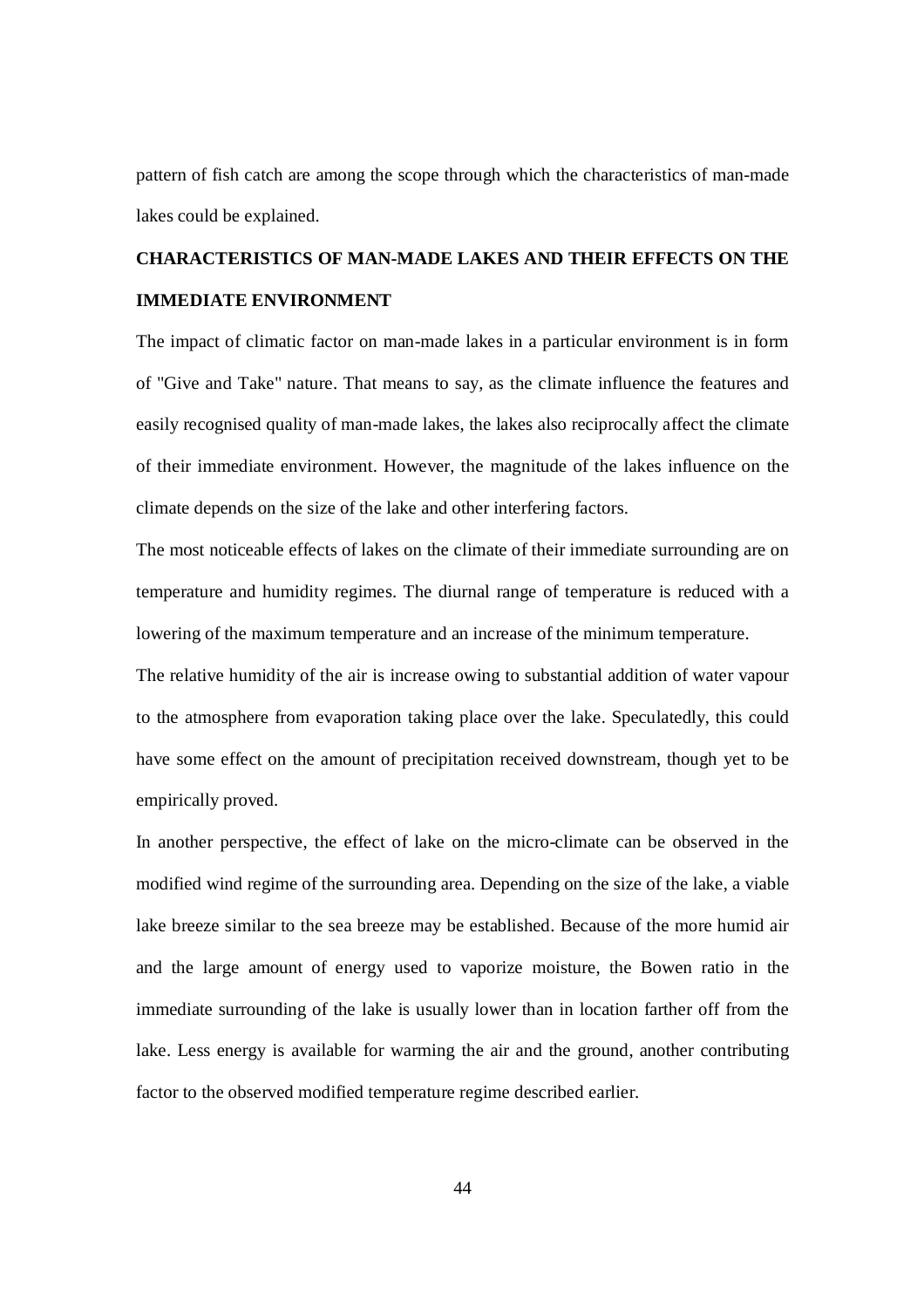pattern of fish catch are among the scope through which the characteristics of man-made lakes could be explained.

## CHARACTERISTICS OF MAN-MADE LAKES AND THEIR EFFECTS ON THE IMMEDIATE ENVIRONMENT

The impact of climatic factor on man-made lakes in a particular environment is in form of "Give and Take" nature. That means to say, as the climate influence the features and easily recognised quality of man-made lakes, the lakes also reciprocally affect the climate of their immediate environment. However, the magnitude of the lakes influence on the climate depends on the size of the lake and other interfering factors.

The most noticeable effects of lakes on the climate of their immediate surrounding are on temperature and humidity regimes. The diurnal range of temperature is reduced with a lowering of the maximum temperature and an increase of the minimum temperature.

The relative humidity of the air is increase owing to substantial addition of water vapour to the atmosphere from evaporation taking place over the lake. Speculatedly, this could have some effect on the amount of precipitation received downstream, though yet to be empirically proved.

In another perspective, the effect of lake on the micro-climate can be observed in the modified wind regime of the surrounding area. Depending on the size of the lake, a viable lake breeze similar to the sea breeze may be established. Because of the more humid air and the large amount of energy used to vaporize moisture, the Bowen ratio in the immediate surrounding of the lake is usually lower than in location farther off from the lake. Less energy is available for warming the air and the ground, another contributing factor to the observed modified temperature regime described earlier.